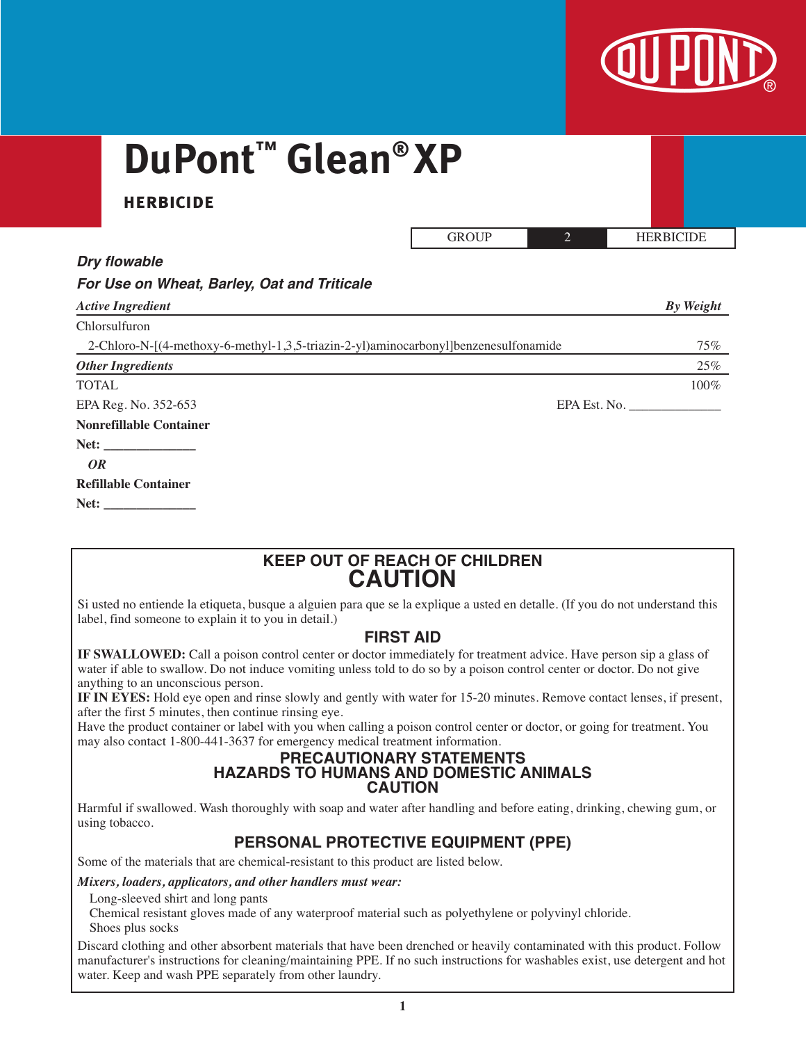# DuPont™ Glean® XP

## HERBICIDE

| GROUP | 2 | HERBICIDE |
|---|---|---|

***Dry flowable***

***For Use on Wheat, Barley, Oat and Triticale***

| *Active Ingredient* | *By Weight* |
|---|---|
| Chlorsulfuron | |
| 2-Chloro-N-[(4-methoxy-6-methyl-1,3,5-triazin-2-yl)aminocarbonyl]benzenesulfonamide | 75% |
| ***Other Ingredients*** | 25% |
| TOTAL | 100% |

EPA Reg. No. 352-653 EPA Est. No. ______________

**Nonrefillable Container**

**Net:** ______________

***OR***

**Refillable Container**

**Net:** ______________

## KEEP OUT OF REACH OF CHILDREN
## CAUTION

Si usted no entiende la etiqueta, busque a alguien para que se la explique a usted en detalle. (If you do not understand this label, find someone to explain it to you in detail.)

### FIRST AID

**IF SWALLOWED:** Call a poison control center or doctor immediately for treatment advice. Have person sip a glass of water if able to swallow. Do not induce vomiting unless told to do so by a poison control center or doctor. Do not give anything to an unconscious person.

**IF IN EYES:** Hold eye open and rinse slowly and gently with water for 15-20 minutes. Remove contact lenses, if present, after the first 5 minutes, then continue rinsing eye.

Have the product container or label with you when calling a poison control center or doctor, or going for treatment. You may also contact 1-800-441-3637 for emergency medical treatment information.

### PRECAUTIONARY STATEMENTS
### HAZARDS TO HUMANS AND DOMESTIC ANIMALS
### CAUTION

Harmful if swallowed. Wash thoroughly with soap and water after handling and before eating, drinking, chewing gum, or using tobacco.

### PERSONAL PROTECTIVE EQUIPMENT (PPE)

Some of the materials that are chemical-resistant to this product are listed below.

***Mixers, loaders, applicators, and other handlers must wear:***

- Long-sleeved shirt and long pants
- Chemical resistant gloves made of any waterproof material such as polyethylene or polyvinyl chloride.
- Shoes plus socks

Discard clothing and other absorbent materials that have been drenched or heavily contaminated with this product. Follow manufacturer's instructions for cleaning/maintaining PPE. If no such instructions for washables exist, use detergent and hot water. Keep and wash PPE separately from other laundry.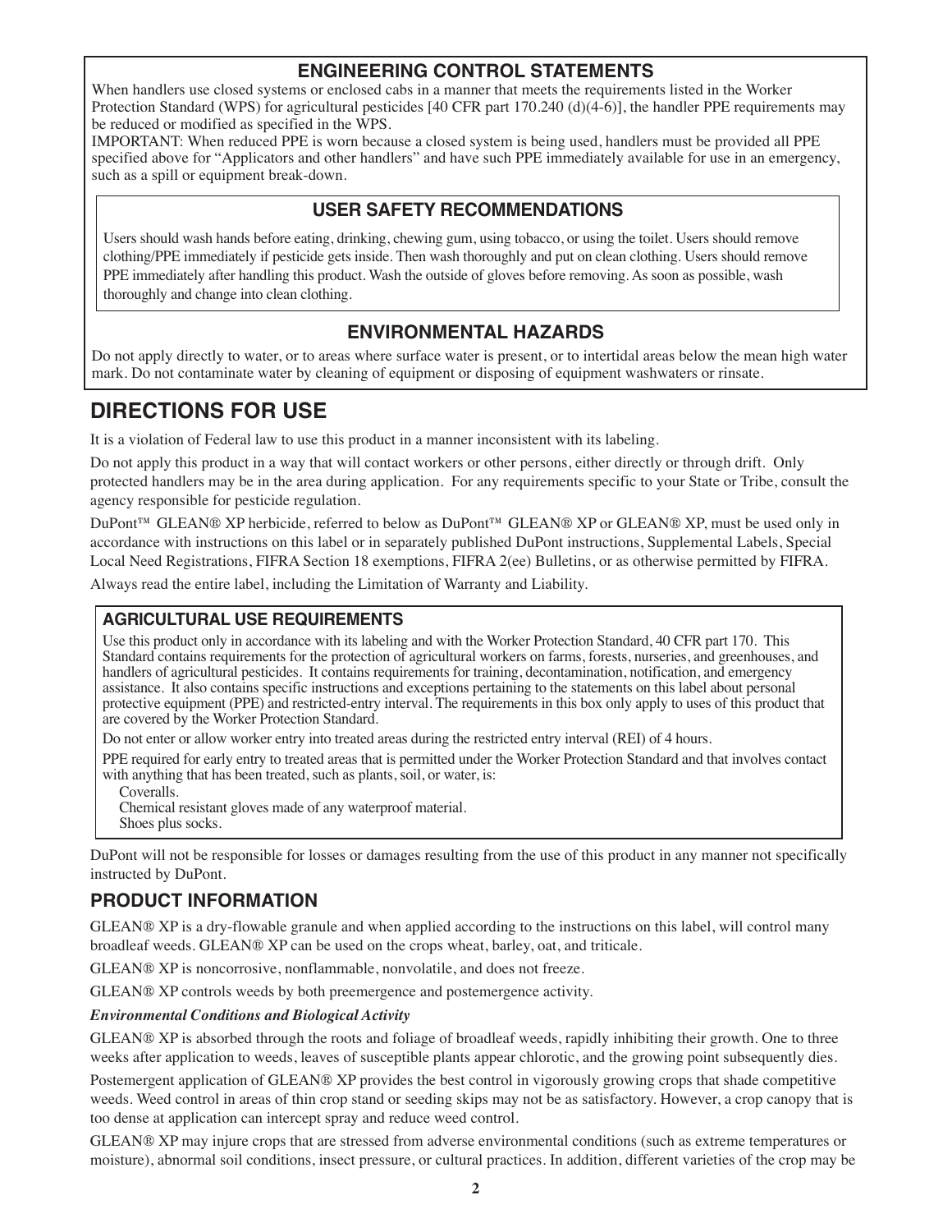## ENGINEERING CONTROL STATEMENTS

When handlers use closed systems or enclosed cabs in a manner that meets the requirements listed in the Worker Protection Standard (WPS) for agricultural pesticides [40 CFR part 170.240 (d)(4-6)], the handler PPE requirements may be reduced or modified as specified in the WPS.

IMPORTANT: When reduced PPE is worn because a closed system is being used, handlers must be provided all PPE specified above for "Applicators and other handlers" and have such PPE immediately available for use in an emergency, such as a spill or equipment break-down.

## USER SAFETY RECOMMENDATIONS

Users should wash hands before eating, drinking, chewing gum, using tobacco, or using the toilet. Users should remove clothing/PPE immediately if pesticide gets inside. Then wash thoroughly and put on clean clothing. Users should remove PPE immediately after handling this product. Wash the outside of gloves before removing. As soon as possible, wash thoroughly and change into clean clothing.

## ENVIRONMENTAL HAZARDS

Do not apply directly to water, or to areas where surface water is present, or to intertidal areas below the mean high water mark. Do not contaminate water by cleaning of equipment or disposing of equipment washwaters or rinsate.

# DIRECTIONS FOR USE

It is a violation of Federal law to use this product in a manner inconsistent with its labeling.

Do not apply this product in a way that will contact workers or other persons, either directly or through drift. Only protected handlers may be in the area during application. For any requirements specific to your State or Tribe, consult the agency responsible for pesticide regulation.

DuPont™ GLEAN® XP herbicide, referred to below as DuPont™ GLEAN® XP or GLEAN® XP, must be used only in accordance with instructions on this label or in separately published DuPont instructions, Supplemental Labels, Special Local Need Registrations, FIFRA Section 18 exemptions, FIFRA 2(ee) Bulletins, or as otherwise permitted by FIFRA.

Always read the entire label, including the Limitation of Warranty and Liability.

### AGRICULTURAL USE REQUIREMENTS

Use this product only in accordance with its labeling and with the Worker Protection Standard, 40 CFR part 170. This Standard contains requirements for the protection of agricultural workers on farms, forests, nurseries, and greenhouses, and handlers of agricultural pesticides. It contains requirements for training, decontamination, notification, and emergency assistance. It also contains specific instructions and exceptions pertaining to the statements on this label about personal protective equipment (PPE) and restricted-entry interval. The requirements in this box only apply to uses of this product that are covered by the Worker Protection Standard.

Do not enter or allow worker entry into treated areas during the restricted entry interval (REI) of 4 hours.

PPE required for early entry to treated areas that is permitted under the Worker Protection Standard and that involves contact with anything that has been treated, such as plants, soil, or water, is:

Coveralls.
Chemical resistant gloves made of any waterproof material.
Shoes plus socks.

DuPont will not be responsible for losses or damages resulting from the use of this product in any manner not specifically instructed by DuPont.

## PRODUCT INFORMATION

GLEAN® XP is a dry-flowable granule and when applied according to the instructions on this label, will control many broadleaf weeds. GLEAN® XP can be used on the crops wheat, barley, oat, and triticale.

GLEAN® XP is noncorrosive, nonflammable, nonvolatile, and does not freeze.

GLEAN® XP controls weeds by both preemergence and postemergence activity.

***Environmental Conditions and Biological Activity***

GLEAN® XP is absorbed through the roots and foliage of broadleaf weeds, rapidly inhibiting their growth. One to three weeks after application to weeds, leaves of susceptible plants appear chlorotic, and the growing point subsequently dies.

Postemergent application of GLEAN® XP provides the best control in vigorously growing crops that shade competitive weeds. Weed control in areas of thin crop stand or seeding skips may not be as satisfactory. However, a crop canopy that is too dense at application can intercept spray and reduce weed control.

GLEAN® XP may injure crops that are stressed from adverse environmental conditions (such as extreme temperatures or moisture), abnormal soil conditions, insect pressure, or cultural practices. In addition, different varieties of the crop may be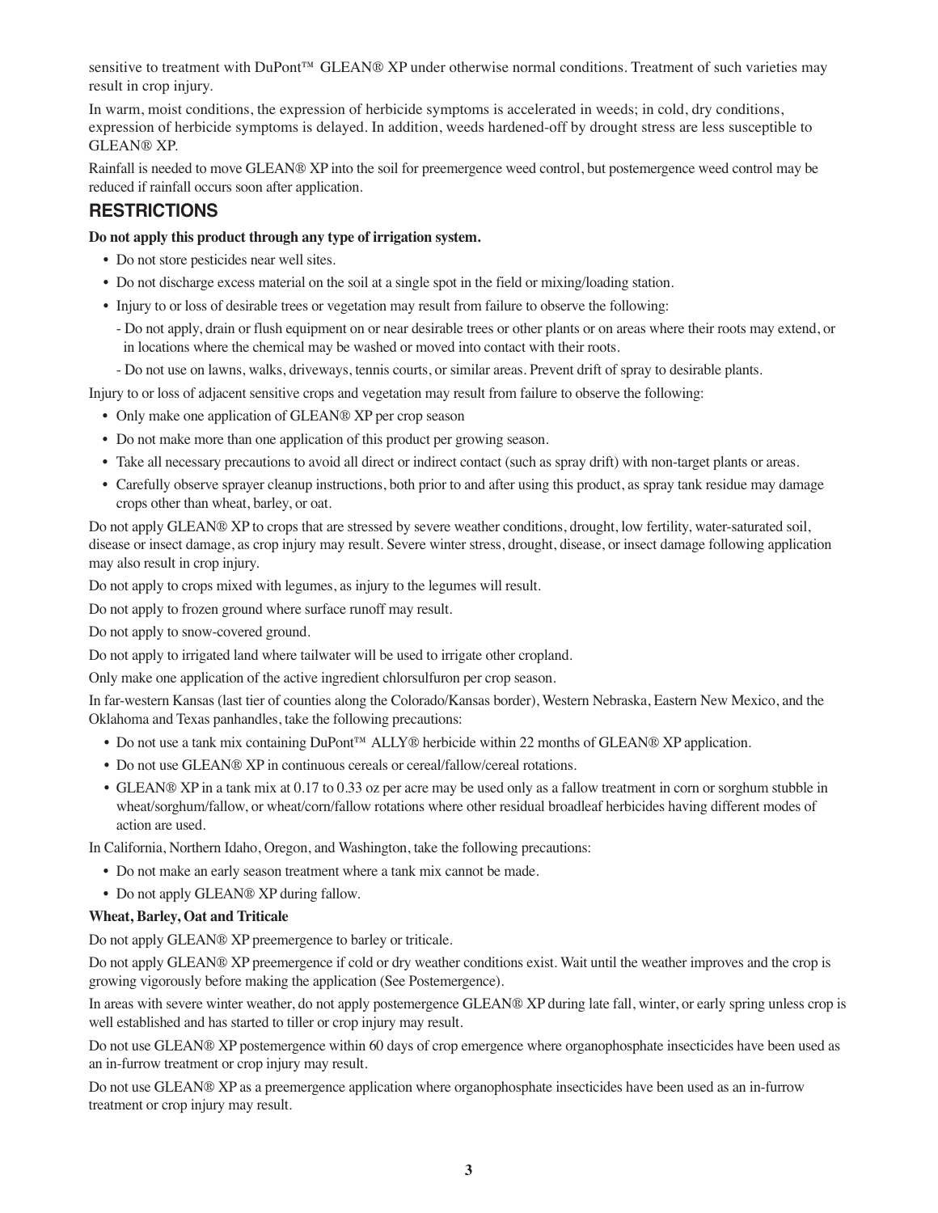sensitive to treatment with DuPont™ GLEAN® XP under otherwise normal conditions. Treatment of such varieties may result in crop injury.

In warm, moist conditions, the expression of herbicide symptoms is accelerated in weeds; in cold, dry conditions, expression of herbicide symptoms is delayed. In addition, weeds hardened-off by drought stress are less susceptible to GLEAN® XP.

Rainfall is needed to move GLEAN® XP into the soil for preemergence weed control, but postemergence weed control may be reduced if rainfall occurs soon after application.

## RESTRICTIONS

**Do not apply this product through any type of irrigation system.**

- Do not store pesticides near well sites.
- Do not discharge excess material on the soil at a single spot in the field or mixing/loading station.
- Injury to or loss of desirable trees or vegetation may result from failure to observe the following:
  - Do not apply, drain or flush equipment on or near desirable trees or other plants or on areas where their roots may extend, or in locations where the chemical may be washed or moved into contact with their roots.
  - Do not use on lawns, walks, driveways, tennis courts, or similar areas. Prevent drift of spray to desirable plants.

Injury to or loss of adjacent sensitive crops and vegetation may result from failure to observe the following:

- Only make one application of GLEAN® XP per crop season
- Do not make more than one application of this product per growing season.
- Take all necessary precautions to avoid all direct or indirect contact (such as spray drift) with non-target plants or areas.
- Carefully observe sprayer cleanup instructions, both prior to and after using this product, as spray tank residue may damage crops other than wheat, barley, or oat.

Do not apply GLEAN® XP to crops that are stressed by severe weather conditions, drought, low fertility, water-saturated soil, disease or insect damage, as crop injury may result. Severe winter stress, drought, disease, or insect damage following application may also result in crop injury.

Do not apply to crops mixed with legumes, as injury to the legumes will result.

Do not apply to frozen ground where surface runoff may result.

Do not apply to snow-covered ground.

Do not apply to irrigated land where tailwater will be used to irrigate other cropland.

Only make one application of the active ingredient chlorsulfuron per crop season.

In far-western Kansas (last tier of counties along the Colorado/Kansas border), Western Nebraska, Eastern New Mexico, and the Oklahoma and Texas panhandles, take the following precautions:

- Do not use a tank mix containing DuPont™ ALLY® herbicide within 22 months of GLEAN® XP application.
- Do not use GLEAN® XP in continuous cereals or cereal/fallow/cereal rotations.
- GLEAN® XP in a tank mix at 0.17 to 0.33 oz per acre may be used only as a fallow treatment in corn or sorghum stubble in wheat/sorghum/fallow, or wheat/corn/fallow rotations where other residual broadleaf herbicides having different modes of action are used.

In California, Northern Idaho, Oregon, and Washington, take the following precautions:

- Do not make an early season treatment where a tank mix cannot be made.
- Do not apply GLEAN® XP during fallow.

**Wheat, Barley, Oat and Triticale**

Do not apply GLEAN® XP preemergence to barley or triticale.

Do not apply GLEAN® XP preemergence if cold or dry weather conditions exist. Wait until the weather improves and the crop is growing vigorously before making the application (See Postemergence).

In areas with severe winter weather, do not apply postemergence GLEAN® XP during late fall, winter, or early spring unless crop is well established and has started to tiller or crop injury may result.

Do not use GLEAN® XP postemergence within 60 days of crop emergence where organophosphate insecticides have been used as an in-furrow treatment or crop injury may result.

Do not use GLEAN® XP as a preemergence application where organophosphate insecticides have been used as an in-furrow treatment or crop injury may result.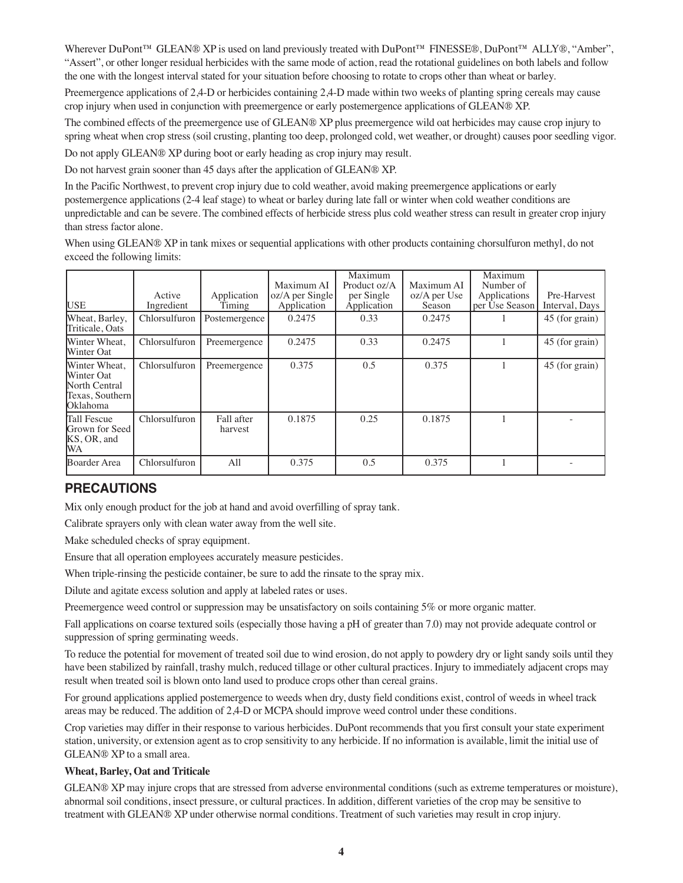Wherever DuPont™ GLEAN® XP is used on land previously treated with DuPont™ FINESSE®, DuPont™ ALLY®, "Amber", "Assert", or other longer residual herbicides with the same mode of action, read the rotational guidelines on both labels and follow the one with the longest interval stated for your situation before choosing to rotate to crops other than wheat or barley.

Preemergence applications of 2,4-D or herbicides containing 2,4-D made within two weeks of planting spring cereals may cause crop injury when used in conjunction with preemergence or early postemergence applications of GLEAN® XP.

The combined effects of the preemergence use of GLEAN® XP plus preemergence wild oat herbicides may cause crop injury to spring wheat when crop stress (soil crusting, planting too deep, prolonged cold, wet weather, or drought) causes poor seedling vigor.

Do not apply GLEAN® XP during boot or early heading as crop injury may result.

Do not harvest grain sooner than 45 days after the application of GLEAN® XP.

In the Pacific Northwest, to prevent crop injury due to cold weather, avoid making preemergence applications or early postemergence applications (2-4 leaf stage) to wheat or barley during late fall or winter when cold weather conditions are unpredictable and can be severe. The combined effects of herbicide stress plus cold weather stress can result in greater crop injury than stress factor alone.

When using GLEAN® XP in tank mixes or sequential applications with other products containing chorsulfuron methyl, do not exceed the following limits:

| USE | Active Ingredient | Application Timing | Maximum AI oz/A per Single Application | Maximum Product oz/A per Single Application | Maximum AI oz/A per Use Season | Maximum Number of Applications per Use Season | Pre-Harvest Interval, Days |
|---|---|---|---|---|---|---|---|
| Wheat, Barley, Triticale, Oats | Chlorsulfuron | Postemergence | 0.2475 | 0.33 | 0.2475 | 1 | 45 (for grain) |
| Winter Wheat, Winter Oat | Chlorsulfuron | Preemergence | 0.2475 | 0.33 | 0.2475 | 1 | 45 (for grain) |
| Winter Wheat, Winter Oat North Central Texas, Southern Oklahoma | Chlorsulfuron | Preemergence | 0.375 | 0.5 | 0.375 | 1 | 45 (for grain) |
| Tall Fescue Grown for Seed KS, OR, and WA | Chlorsulfuron | Fall after harvest | 0.1875 | 0.25 | 0.1875 | 1 | - |
| Boarder Area | Chlorsulfuron | All | 0.375 | 0.5 | 0.375 | 1 | - |

## PRECAUTIONS

Mix only enough product for the job at hand and avoid overfilling of spray tank.

Calibrate sprayers only with clean water away from the well site.

Make scheduled checks of spray equipment.

Ensure that all operation employees accurately measure pesticides.

When triple-rinsing the pesticide container, be sure to add the rinsate to the spray mix.

Dilute and agitate excess solution and apply at labeled rates or uses.

Preemergence weed control or suppression may be unsatisfactory on soils containing 5% or more organic matter.

Fall applications on coarse textured soils (especially those having a pH of greater than 7.0) may not provide adequate control or suppression of spring germinating weeds.

To reduce the potential for movement of treated soil due to wind erosion, do not apply to powdery dry or light sandy soils until they have been stabilized by rainfall, trashy mulch, reduced tillage or other cultural practices. Injury to immediately adjacent crops may result when treated soil is blown onto land used to produce crops other than cereal grains.

For ground applications applied postemergence to weeds when dry, dusty field conditions exist, control of weeds in wheel track areas may be reduced. The addition of 2,4-D or MCPA should improve weed control under these conditions.

Crop varieties may differ in their response to various herbicides. DuPont recommends that you first consult your state experiment station, university, or extension agent as to crop sensitivity to any herbicide. If no information is available, limit the initial use of GLEAN® XP to a small area.

**Wheat, Barley, Oat and Triticale**

GLEAN® XP may injure crops that are stressed from adverse environmental conditions (such as extreme temperatures or moisture), abnormal soil conditions, insect pressure, or cultural practices. In addition, different varieties of the crop may be sensitive to treatment with GLEAN® XP under otherwise normal conditions. Treatment of such varieties may result in crop injury.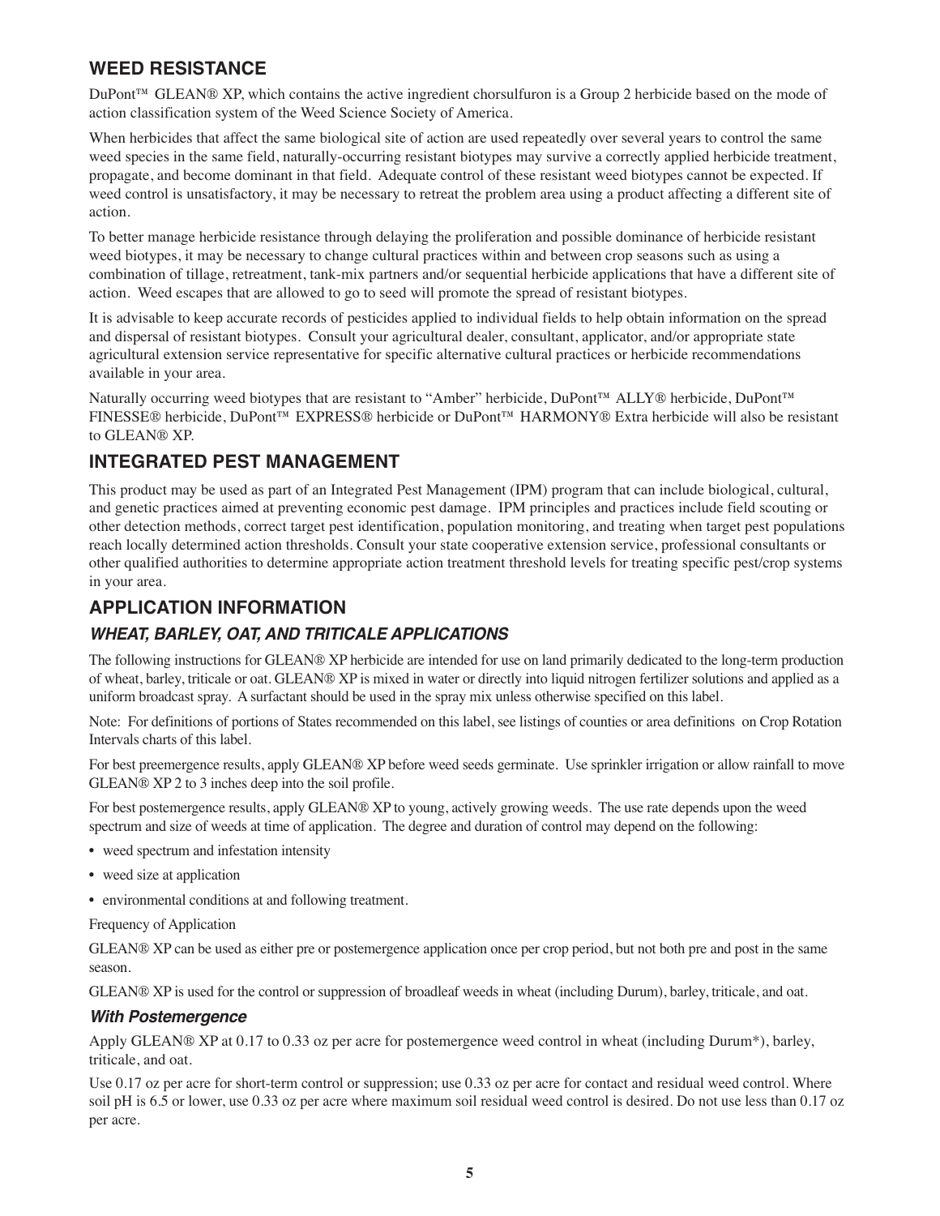## WEED RESISTANCE

DuPont™ GLEAN® XP, which contains the active ingredient chorsulfuron is a Group 2 herbicide based on the mode of action classification system of the Weed Science Society of America.

When herbicides that affect the same biological site of action are used repeatedly over several years to control the same weed species in the same field, naturally-occurring resistant biotypes may survive a correctly applied herbicide treatment, propagate, and become dominant in that field. Adequate control of these resistant weed biotypes cannot be expected. If weed control is unsatisfactory, it may be necessary to retreat the problem area using a product affecting a different site of action.

To better manage herbicide resistance through delaying the proliferation and possible dominance of herbicide resistant weed biotypes, it may be necessary to change cultural practices within and between crop seasons such as using a combination of tillage, retreatment, tank-mix partners and/or sequential herbicide applications that have a different site of action. Weed escapes that are allowed to go to seed will promote the spread of resistant biotypes.

It is advisable to keep accurate records of pesticides applied to individual fields to help obtain information on the spread and dispersal of resistant biotypes. Consult your agricultural dealer, consultant, applicator, and/or appropriate state agricultural extension service representative for specific alternative cultural practices or herbicide recommendations available in your area.

Naturally occurring weed biotypes that are resistant to "Amber" herbicide, DuPont™ ALLY® herbicide, DuPont™ FINESSE® herbicide, DuPont™ EXPRESS® herbicide or DuPont™ HARMONY® Extra herbicide will also be resistant to GLEAN® XP.

## INTEGRATED PEST MANAGEMENT

This product may be used as part of an Integrated Pest Management (IPM) program that can include biological, cultural, and genetic practices aimed at preventing economic pest damage. IPM principles and practices include field scouting or other detection methods, correct target pest identification, population monitoring, and treating when target pest populations reach locally determined action thresholds. Consult your state cooperative extension service, professional consultants or other qualified authorities to determine appropriate action treatment threshold levels for treating specific pest/crop systems in your area.

## APPLICATION INFORMATION

### *WHEAT, BARLEY, OAT, AND TRITICALE APPLICATIONS*

The following instructions for GLEAN® XP herbicide are intended for use on land primarily dedicated to the long-term production of wheat, barley, triticale or oat. GLEAN® XP is mixed in water or directly into liquid nitrogen fertilizer solutions and applied as a uniform broadcast spray. A surfactant should be used in the spray mix unless otherwise specified on this label.

Note: For definitions of portions of States recommended on this label, see listings of counties or area definitions on Crop Rotation Intervals charts of this label.

For best preemergence results, apply GLEAN® XP before weed seeds germinate. Use sprinkler irrigation or allow rainfall to move GLEAN® XP 2 to 3 inches deep into the soil profile.

For best postemergence results, apply GLEAN® XP to young, actively growing weeds. The use rate depends upon the weed spectrum and size of weeds at time of application. The degree and duration of control may depend on the following:

- weed spectrum and infestation intensity
- weed size at application
- environmental conditions at and following treatment.

Frequency of Application

GLEAN® XP can be used as either pre or postemergence application once per crop period, but not both pre and post in the same season.

GLEAN® XP is used for the control or suppression of broadleaf weeds in wheat (including Durum), barley, triticale, and oat.

#### *With Postemergence*

Apply GLEAN® XP at 0.17 to 0.33 oz per acre for postemergence weed control in wheat (including Durum*), barley, triticale, and oat.

Use 0.17 oz per acre for short-term control or suppression; use 0.33 oz per acre for contact and residual weed control. Where soil pH is 6.5 or lower, use 0.33 oz per acre where maximum soil residual weed control is desired. Do not use less than 0.17 oz per acre.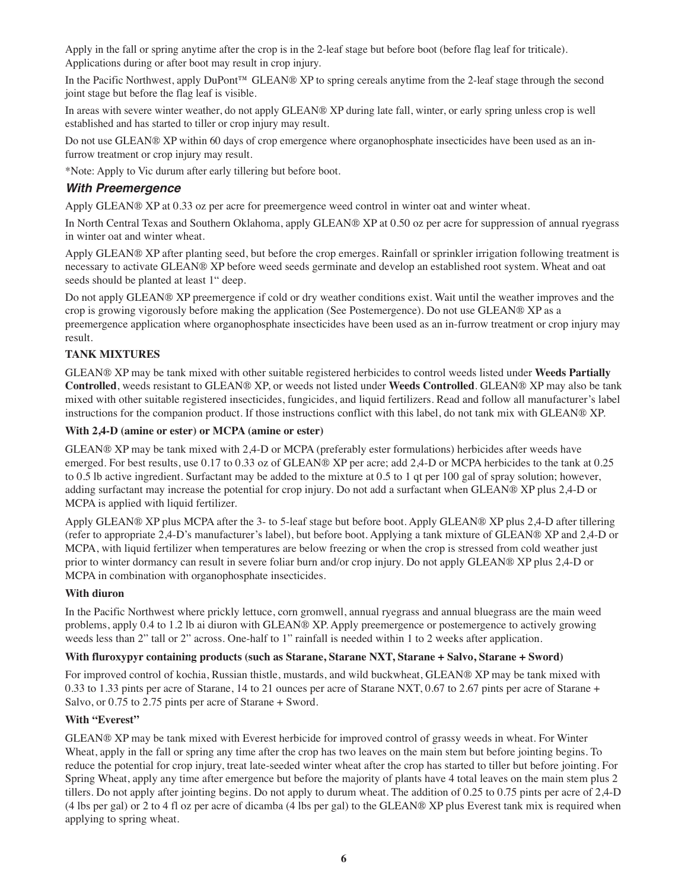Apply in the fall or spring anytime after the crop is in the 2-leaf stage but before boot (before flag leaf for triticale). Applications during or after boot may result in crop injury.

In the Pacific Northwest, apply DuPont™ GLEAN® XP to spring cereals anytime from the 2-leaf stage through the second joint stage but before the flag leaf is visible.

In areas with severe winter weather, do not apply GLEAN® XP during late fall, winter, or early spring unless crop is well established and has started to tiller or crop injury may result.

Do not use GLEAN® XP within 60 days of crop emergence where organophosphate insecticides have been used as an in-furrow treatment or crop injury may result.

*Note: Apply to Vic durum after early tillering but before boot.

### *With Preemergence*

Apply GLEAN® XP at 0.33 oz per acre for preemergence weed control in winter oat and winter wheat.

In North Central Texas and Southern Oklahoma, apply GLEAN® XP at 0.50 oz per acre for suppression of annual ryegrass in winter oat and winter wheat.

Apply GLEAN® XP after planting seed, but before the crop emerges. Rainfall or sprinkler irrigation following treatment is necessary to activate GLEAN® XP before weed seeds germinate and develop an established root system. Wheat and oat seeds should be planted at least 1" deep.

Do not apply GLEAN® XP preemergence if cold or dry weather conditions exist. Wait until the weather improves and the crop is growing vigorously before making the application (See Postemergence). Do not use GLEAN® XP as a preemergence application where organophosphate insecticides have been used as an in-furrow treatment or crop injury may result.

**TANK MIXTURES**

GLEAN® XP may be tank mixed with other suitable registered herbicides to control weeds listed under **Weeds Partially Controlled**, weeds resistant to GLEAN® XP, or weeds not listed under **Weeds Controlled**. GLEAN® XP may also be tank mixed with other suitable registered insecticides, fungicides, and liquid fertilizers. Read and follow all manufacturer's label instructions for the companion product. If those instructions conflict with this label, do not tank mix with GLEAN® XP.

**With 2,4-D (amine or ester) or MCPA (amine or ester)**

GLEAN® XP may be tank mixed with 2,4-D or MCPA (preferably ester formulations) herbicides after weeds have emerged. For best results, use 0.17 to 0.33 oz of GLEAN® XP per acre; add 2,4-D or MCPA herbicides to the tank at 0.25 to 0.5 lb active ingredient. Surfactant may be added to the mixture at 0.5 to 1 qt per 100 gal of spray solution; however, adding surfactant may increase the potential for crop injury. Do not add a surfactant when GLEAN® XP plus 2,4-D or MCPA is applied with liquid fertilizer.

Apply GLEAN® XP plus MCPA after the 3- to 5-leaf stage but before boot. Apply GLEAN® XP plus 2,4-D after tillering (refer to appropriate 2,4-D's manufacturer's label), but before boot. Applying a tank mixture of GLEAN® XP and 2,4-D or MCPA, with liquid fertilizer when temperatures are below freezing or when the crop is stressed from cold weather just prior to winter dormancy can result in severe foliar burn and/or crop injury. Do not apply GLEAN® XP plus 2,4-D or MCPA in combination with organophosphate insecticides.

**With diuron**

In the Pacific Northwest where prickly lettuce, corn gromwell, annual ryegrass and annual bluegrass are the main weed problems, apply 0.4 to 1.2 lb ai diuron with GLEAN® XP. Apply preemergence or postemergence to actively growing weeds less than 2" tall or 2" across. One-half to 1" rainfall is needed within 1 to 2 weeks after application.

**With fluroxypyr containing products (such as Starane, Starane NXT, Starane + Salvo, Starane + Sword)**

For improved control of kochia, Russian thistle, mustards, and wild buckwheat, GLEAN® XP may be tank mixed with 0.33 to 1.33 pints per acre of Starane, 14 to 21 ounces per acre of Starane NXT, 0.67 to 2.67 pints per acre of Starane + Salvo, or 0.75 to 2.75 pints per acre of Starane + Sword.

**With "Everest"**

GLEAN® XP may be tank mixed with Everest herbicide for improved control of grassy weeds in wheat. For Winter Wheat, apply in the fall or spring any time after the crop has two leaves on the main stem but before jointing begins. To reduce the potential for crop injury, treat late-seeded winter wheat after the crop has started to tiller but before jointing. For Spring Wheat, apply any time after emergence but before the majority of plants have 4 total leaves on the main stem plus 2 tillers. Do not apply after jointing begins. Do not apply to durum wheat. The addition of 0.25 to 0.75 pints per acre of 2,4-D (4 lbs per gal) or 2 to 4 fl oz per acre of dicamba (4 lbs per gal) to the GLEAN® XP plus Everest tank mix is required when applying to spring wheat.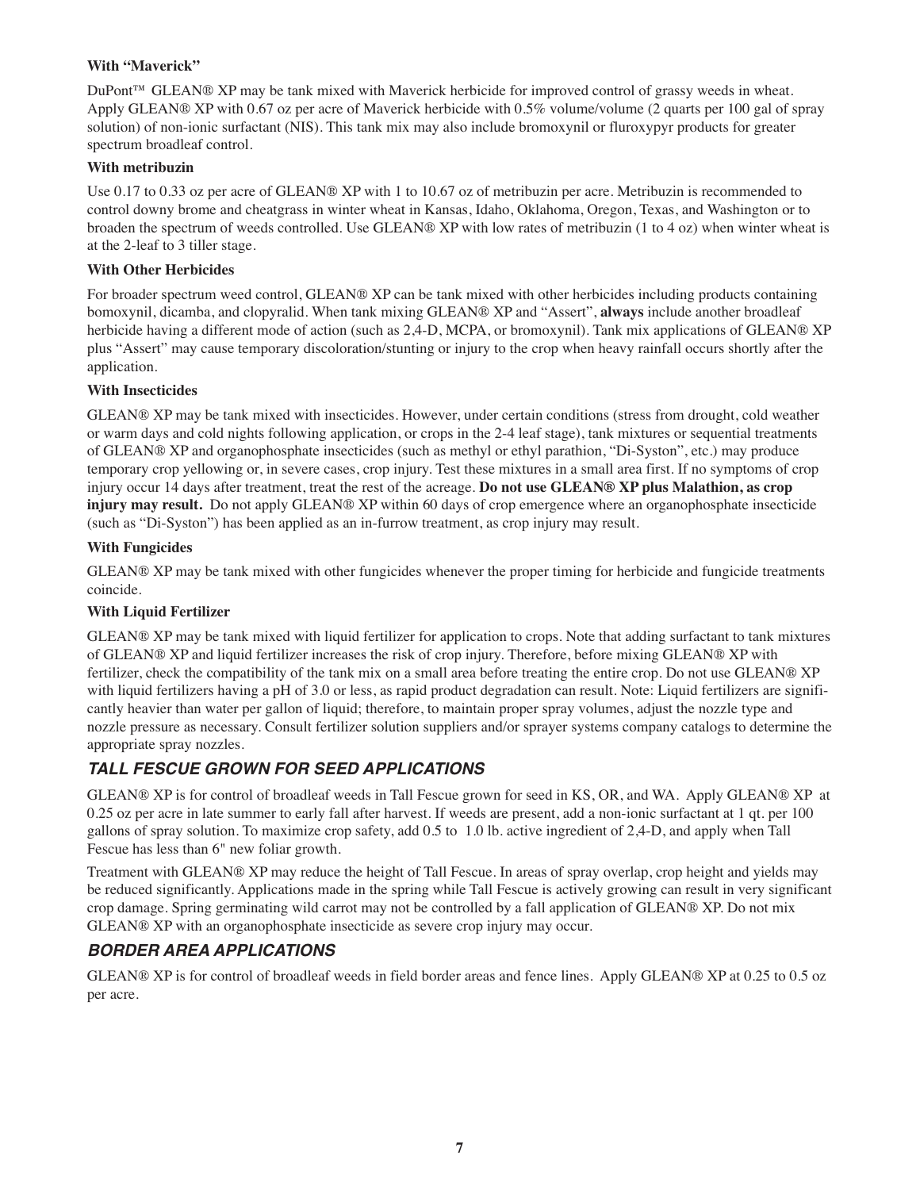#### With "Maverick"

DuPont™ GLEAN® XP may be tank mixed with Maverick herbicide for improved control of grassy weeds in wheat. Apply GLEAN® XP with 0.67 oz per acre of Maverick herbicide with 0.5% volume/volume (2 quarts per 100 gal of spray solution) of non-ionic surfactant (NIS). This tank mix may also include bromoxynil or fluroxypyr products for greater spectrum broadleaf control.

#### With metribuzin

Use 0.17 to 0.33 oz per acre of GLEAN® XP with 1 to 10.67 oz of metribuzin per acre. Metribuzin is recommended to control downy brome and cheatgrass in winter wheat in Kansas, Idaho, Oklahoma, Oregon, Texas, and Washington or to broaden the spectrum of weeds controlled. Use GLEAN® XP with low rates of metribuzin (1 to 4 oz) when winter wheat is at the 2-leaf to 3 tiller stage.

#### With Other Herbicides

For broader spectrum weed control, GLEAN® XP can be tank mixed with other herbicides including products containing bomoxynil, dicamba, and clopyralid. When tank mixing GLEAN® XP and "Assert", **always** include another broadleaf herbicide having a different mode of action (such as 2,4-D, MCPA, or bromoxynil). Tank mix applications of GLEAN® XP plus "Assert" may cause temporary discoloration/stunting or injury to the crop when heavy rainfall occurs shortly after the application.

#### With Insecticides

GLEAN® XP may be tank mixed with insecticides. However, under certain conditions (stress from drought, cold weather or warm days and cold nights following application, or crops in the 2-4 leaf stage), tank mixtures or sequential treatments of GLEAN® XP and organophosphate insecticides (such as methyl or ethyl parathion, "Di-Syston", etc.) may produce temporary crop yellowing or, in severe cases, crop injury. Test these mixtures in a small area first. If no symptoms of crop injury occur 14 days after treatment, treat the rest of the acreage. **Do not use GLEAN® XP plus Malathion, as crop injury may result.** Do not apply GLEAN® XP within 60 days of crop emergence where an organophosphate insecticide (such as "Di-Syston") has been applied as an in-furrow treatment, as crop injury may result.

#### With Fungicides

GLEAN® XP may be tank mixed with other fungicides whenever the proper timing for herbicide and fungicide treatments coincide.

#### With Liquid Fertilizer

GLEAN® XP may be tank mixed with liquid fertilizer for application to crops. Note that adding surfactant to tank mixtures of GLEAN® XP and liquid fertilizer increases the risk of crop injury. Therefore, before mixing GLEAN® XP with fertilizer, check the compatibility of the tank mix on a small area before treating the entire crop. Do not use GLEAN® XP with liquid fertilizers having a pH of 3.0 or less, as rapid product degradation can result. Note: Liquid fertilizers are significantly heavier than water per gallon of liquid; therefore, to maintain proper spray volumes, adjust the nozzle type and nozzle pressure as necessary. Consult fertilizer solution suppliers and/or sprayer systems company catalogs to determine the appropriate spray nozzles.

### *TALL FESCUE GROWN FOR SEED APPLICATIONS*

GLEAN® XP is for control of broadleaf weeds in Tall Fescue grown for seed in KS, OR, and WA. Apply GLEAN® XP at 0.25 oz per acre in late summer to early fall after harvest. If weeds are present, add a non-ionic surfactant at 1 qt. per 100 gallons of spray solution. To maximize crop safety, add 0.5 to 1.0 lb. active ingredient of 2,4-D, and apply when Tall Fescue has less than 6" new foliar growth.

Treatment with GLEAN® XP may reduce the height of Tall Fescue. In areas of spray overlap, crop height and yields may be reduced significantly. Applications made in the spring while Tall Fescue is actively growing can result in very significant crop damage. Spring germinating wild carrot may not be controlled by a fall application of GLEAN® XP. Do not mix GLEAN® XP with an organophosphate insecticide as severe crop injury may occur.

### *BORDER AREA APPLICATIONS*

GLEAN® XP is for control of broadleaf weeds in field border areas and fence lines. Apply GLEAN® XP at 0.25 to 0.5 oz per acre.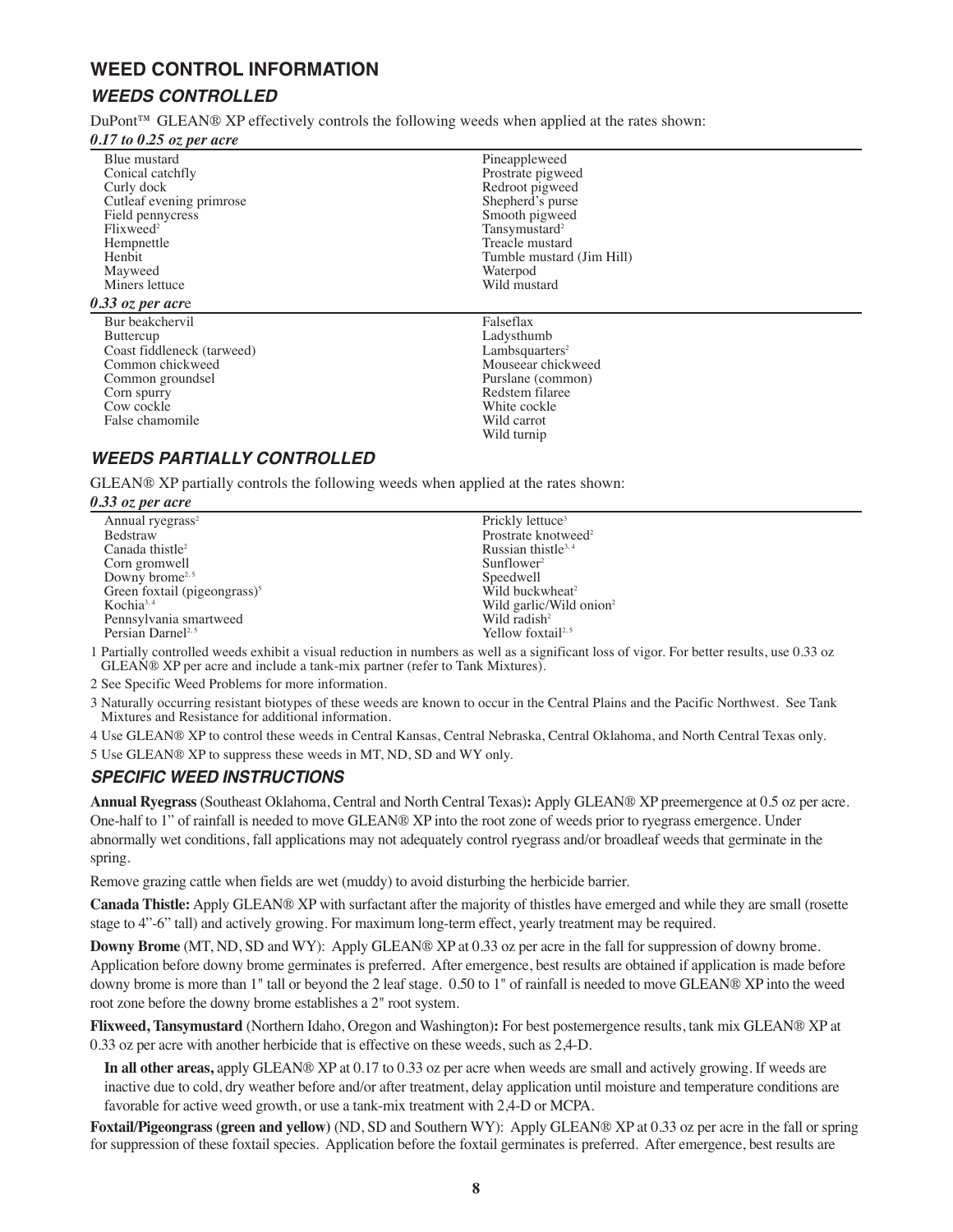## WEED CONTROL INFORMATION

### *WEEDS CONTROLLED*

DuPont™ GLEAN® XP effectively controls the following weeds when applied at the rates shown:

***0.17 to 0.25 oz per acre***

| | |
|---|---|
| Blue mustard | Pineappleweed |
| Conical catchfly | Prostrate pigweed |
| Curly dock | Redroot pigweed |
| Cutleaf evening primrose | Shepherd's purse |
| Field pennycress | Smooth pigweed |
| Flixweed[2] | Tansymustard[2] |
| Hempnettle | Treacle mustard |
| Henbit | Tumble mustard (Jim Hill) |
| Mayweed | Waterpod |
| Miners lettuce | Wild mustard |

***0.33 oz per acre***

| | |
|---|---|
| Bur beakchervil | Falseflax |
| Buttercup | Ladysthumb |
| Coast fiddleneck (tarweed) | Lambsquarters[2] |
| Common chickweed | Mouseear chickweed |
| Common groundsel | Purslane (common) |
| Corn spurry | Redstem filaree |
| Cow cockle | White cockle |
| False chamomile | Wild carrot |
| | Wild turnip |

### *WEEDS PARTIALLY CONTROLLED*

GLEAN® XP partially controls the following weeds when applied at the rates shown:

***0.33 oz per acre***

| | |
|---|---|
| Annual ryegrass[2] | Prickly lettuce[3] |
| Bedstraw | Prostrate knotweed[2] |
| Canada thistle[2] | Russian thistle[3, 4] |
| Corn gromwell | Sunflower[2] |
| Downy brome[2, 5] | Speedwell |
| Green foxtail (pigeongrass)[5] | Wild buckwheat[2] |
| Kochia[3, 4] | Wild garlic/Wild onion[2] |
| Pennsylvania smartweed | Wild radish[2] |
| Persian Darnel[2, 5] | Yellow foxtail[2, 5] |

1 Partially controlled weeds exhibit a visual reduction in numbers as well as a significant loss of vigor. For better results, use 0.33 oz GLEAN® XP per acre and include a tank-mix partner (refer to Tank Mixtures).

2 See Specific Weed Problems for more information.

3 Naturally occurring resistant biotypes of these weeds are known to occur in the Central Plains and the Pacific Northwest. See Tank Mixtures and Resistance for additional information.

4 Use GLEAN® XP to control these weeds in Central Kansas, Central Nebraska, Central Oklahoma, and North Central Texas only.

5 Use GLEAN® XP to suppress these weeds in MT, ND, SD and WY only.

### *SPECIFIC WEED INSTRUCTIONS*

**Annual Ryegrass** (Southeast Oklahoma, Central and North Central Texas)**:** Apply GLEAN® XP preemergence at 0.5 oz per acre. One-half to 1" of rainfall is needed to move GLEAN® XP into the root zone of weeds prior to ryegrass emergence. Under abnormally wet conditions, fall applications may not adequately control ryegrass and/or broadleaf weeds that germinate in the spring.

Remove grazing cattle when fields are wet (muddy) to avoid disturbing the herbicide barrier.

**Canada Thistle:** Apply GLEAN® XP with surfactant after the majority of thistles have emerged and while they are small (rosette stage to 4"-6" tall) and actively growing. For maximum long-term effect, yearly treatment may be required.

**Downy Brome** (MT, ND, SD and WY): Apply GLEAN® XP at 0.33 oz per acre in the fall for suppression of downy brome. Application before downy brome germinates is preferred. After emergence, best results are obtained if application is made before downy brome is more than 1" tall or beyond the 2 leaf stage. 0.50 to 1" of rainfall is needed to move GLEAN® XP into the weed root zone before the downy brome establishes a 2" root system.

**Flixweed, Tansymustard** (Northern Idaho, Oregon and Washington)**:** For best postemergence results, tank mix GLEAN® XP at 0.33 oz per acre with another herbicide that is effective on these weeds, such as 2,4-D.

**In all other areas,** apply GLEAN® XP at 0.17 to 0.33 oz per acre when weeds are small and actively growing. If weeds are inactive due to cold, dry weather before and/or after treatment, delay application until moisture and temperature conditions are favorable for active weed growth, or use a tank-mix treatment with 2,4-D or MCPA.

**Foxtail/Pigeongrass (green and yellow)** (ND, SD and Southern WY): Apply GLEAN® XP at 0.33 oz per acre in the fall or spring for suppression of these foxtail species. Application before the foxtail germinates is preferred. After emergence, best results are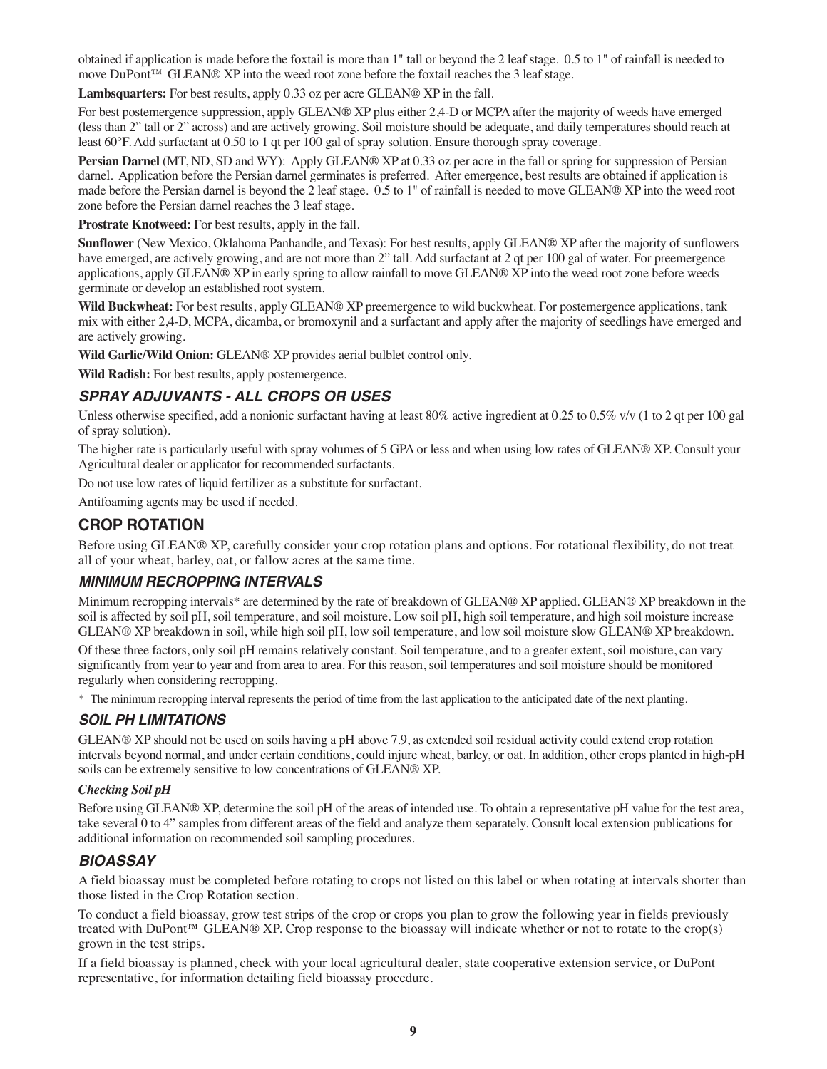obtained if application is made before the foxtail is more than 1" tall or beyond the 2 leaf stage. 0.5 to 1" of rainfall is needed to move DuPont™ GLEAN® XP into the weed root zone before the foxtail reaches the 3 leaf stage.

**Lambsquarters:** For best results, apply 0.33 oz per acre GLEAN® XP in the fall.

For best postemergence suppression, apply GLEAN® XP plus either 2,4-D or MCPA after the majority of weeds have emerged (less than 2" tall or 2" across) and are actively growing. Soil moisture should be adequate, and daily temperatures should reach at least 60°F. Add surfactant at 0.50 to 1 qt per 100 gal of spray solution. Ensure thorough spray coverage.

**Persian Darnel** (MT, ND, SD and WY): Apply GLEAN® XP at 0.33 oz per acre in the fall or spring for suppression of Persian darnel. Application before the Persian darnel germinates is preferred. After emergence, best results are obtained if application is made before the Persian darnel is beyond the 2 leaf stage. 0.5 to 1" of rainfall is needed to move GLEAN® XP into the weed root zone before the Persian darnel reaches the 3 leaf stage.

**Prostrate Knotweed:** For best results, apply in the fall.

**Sunflower** (New Mexico, Oklahoma Panhandle, and Texas): For best results, apply GLEAN® XP after the majority of sunflowers have emerged, are actively growing, and are not more than 2" tall. Add surfactant at 2 qt per 100 gal of water. For preemergence applications, apply GLEAN® XP in early spring to allow rainfall to move GLEAN® XP into the weed root zone before weeds germinate or develop an established root system.

**Wild Buckwheat:** For best results, apply GLEAN® XP preemergence to wild buckwheat. For postemergence applications, tank mix with either 2,4-D, MCPA, dicamba, or bromoxynil and a surfactant and apply after the majority of seedlings have emerged and are actively growing.

**Wild Garlic/Wild Onion:** GLEAN® XP provides aerial bulblet control only.

**Wild Radish:** For best results, apply postemergence.

### *SPRAY ADJUVANTS - ALL CROPS OR USES*

Unless otherwise specified, add a nonionic surfactant having at least 80% active ingredient at 0.25 to 0.5% v/v (1 to 2 qt per 100 gal of spray solution).

The higher rate is particularly useful with spray volumes of 5 GPA or less and when using low rates of GLEAN® XP. Consult your Agricultural dealer or applicator for recommended surfactants.

Do not use low rates of liquid fertilizer as a substitute for surfactant.

Antifoaming agents may be used if needed.

## CROP ROTATION

Before using GLEAN® XP, carefully consider your crop rotation plans and options. For rotational flexibility, do not treat all of your wheat, barley, oat, or fallow acres at the same time.

### *MINIMUM RECROPPING INTERVALS*

Minimum recropping intervals* are determined by the rate of breakdown of GLEAN® XP applied. GLEAN® XP breakdown in the soil is affected by soil pH, soil temperature, and soil moisture. Low soil pH, high soil temperature, and high soil moisture increase GLEAN® XP breakdown in soil, while high soil pH, low soil temperature, and low soil moisture slow GLEAN® XP breakdown.

Of these three factors, only soil pH remains relatively constant. Soil temperature, and to a greater extent, soil moisture, can vary significantly from year to year and from area to area. For this reason, soil temperatures and soil moisture should be monitored regularly when considering recropping.

\* The minimum recropping interval represents the period of time from the last application to the anticipated date of the next planting.

### *SOIL PH LIMITATIONS*

GLEAN® XP should not be used on soils having a pH above 7.9, as extended soil residual activity could extend crop rotation intervals beyond normal, and under certain conditions, could injure wheat, barley, or oat. In addition, other crops planted in high-pH soils can be extremely sensitive to low concentrations of GLEAN® XP.

#### *Checking Soil pH*

Before using GLEAN® XP, determine the soil pH of the areas of intended use. To obtain a representative pH value for the test area, take several 0 to 4" samples from different areas of the field and analyze them separately. Consult local extension publications for additional information on recommended soil sampling procedures.

### *BIOASSAY*

A field bioassay must be completed before rotating to crops not listed on this label or when rotating at intervals shorter than those listed in the Crop Rotation section.

To conduct a field bioassay, grow test strips of the crop or crops you plan to grow the following year in fields previously treated with DuPont™ GLEAN® XP. Crop response to the bioassay will indicate whether or not to rotate to the crop(s) grown in the test strips.

If a field bioassay is planned, check with your local agricultural dealer, state cooperative extension service, or DuPont representative, for information detailing field bioassay procedure.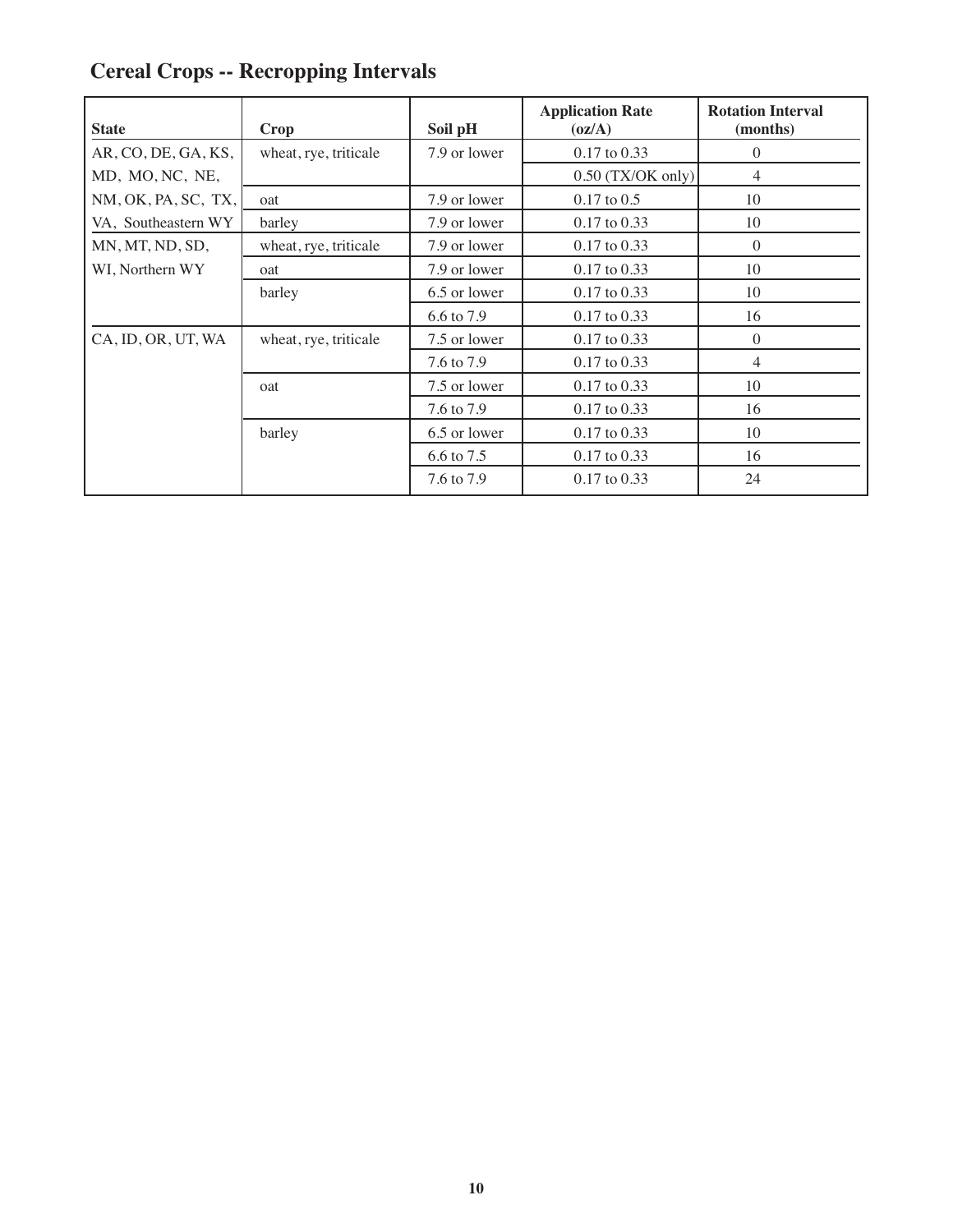## Cereal Crops -- Recropping Intervals

| State | Crop | Soil pH | Application Rate (oz/A) | Rotation Interval (months) |
|---|---|---|---|---|
| AR, CO, DE, GA, KS, MD, MO, NC, NE, NM, OK, PA, SC, TX, VA, Southeastern WY | wheat, rye, triticale | 7.9 or lower | 0.17 to 0.33 | 0 |
| | | | 0.50 (TX/OK only) | 4 |
| | oat | 7.9 or lower | 0.17 to 0.5 | 10 |
| | barley | 7.9 or lower | 0.17 to 0.33 | 10 |
| MN, MT, ND, SD, WI, Northern WY | wheat, rye, triticale | 7.9 or lower | 0.17 to 0.33 | 0 |
| | oat | 7.9 or lower | 0.17 to 0.33 | 10 |
| | barley | 6.5 or lower | 0.17 to 0.33 | 10 |
| | | 6.6 to 7.9 | 0.17 to 0.33 | 16 |
| CA, ID, OR, UT, WA | wheat, rye, triticale | 7.5 or lower | 0.17 to 0.33 | 0 |
| | | 7.6 to 7.9 | 0.17 to 0.33 | 4 |
| | oat | 7.5 or lower | 0.17 to 0.33 | 10 |
| | | 7.6 to 7.9 | 0.17 to 0.33 | 16 |
| | barley | 6.5 or lower | 0.17 to 0.33 | 10 |
| | | 6.6 to 7.5 | 0.17 to 0.33 | 16 |
| | | 7.6 to 7.9 | 0.17 to 0.33 | 24 |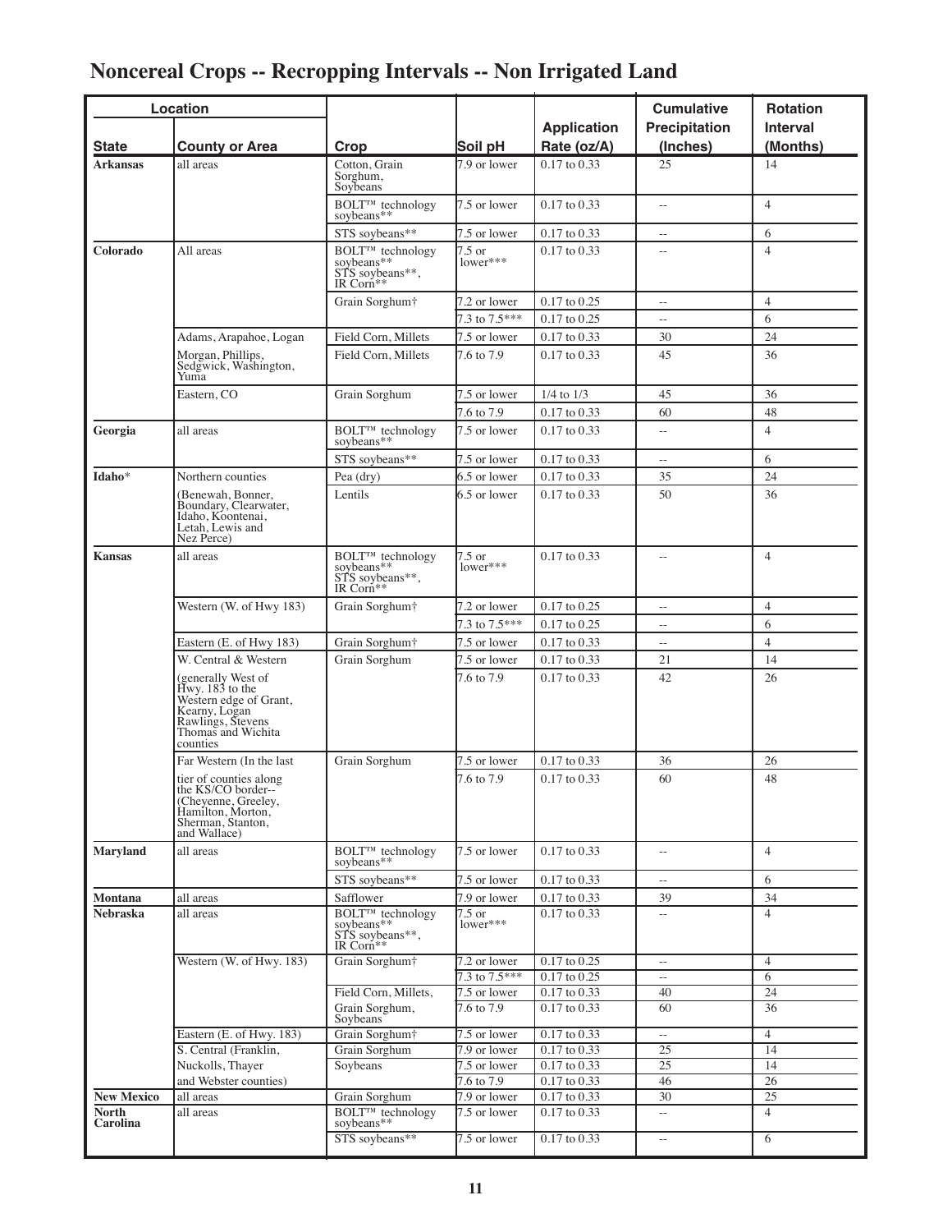# Noncereal Crops -- Recropping Intervals -- Non Irrigated Land

| Location | | | | | Cumulative | Rotation |
|---|---|---|---|---|---|---|
| State | County or Area | Crop | Soil pH | Application Rate (oz/A) | Precipitation (Inches) | Interval (Months) |
| **Arkansas** | all areas | Cotton, Grain Sorghum, Soybeans | 7.9 or lower | 0.17 to 0.33 | 25 | 14 |
| | | BOLT™ technology soybeans** | 7.5 or lower | 0.17 to 0.33 | -- | 4 |
| | | STS soybeans** | 7.5 or lower | 0.17 to 0.33 | -- | 6 |
| **Colorado** | All areas | BOLT™ technology soybeans** STS soybeans**, IR Corn** | 7.5 or lower*** | 0.17 to 0.33 | -- | 4 |
| | | Grain Sorghum† | 7.2 or lower | 0.17 to 0.25 | -- | 4 |
| | | | 7.3 to 7.5*** | 0.17 to 0.25 | -- | 6 |
| | Adams, Arapahoe, Logan | Field Corn, Millets | 7.5 or lower | 0.17 to 0.33 | 30 | 24 |
| | Morgan, Phillips, Sedgwick, Washington, Yuma | Field Corn, Millets | 7.6 to 7.9 | 0.17 to 0.33 | 45 | 36 |
| | Eastern, CO | Grain Sorghum | 7.5 or lower | 1/4 to 1/3 | 45 | 36 |
| | | | 7.6 to 7.9 | 0.17 to 0.33 | 60 | 48 |
| **Georgia** | all areas | BOLT™ technology soybeans** | 7.5 or lower | 0.17 to 0.33 | -- | 4 |
| | | STS soybeans** | 7.5 or lower | 0.17 to 0.33 | -- | 6 |
| **Idaho*** | Northern counties | Pea (dry) | 6.5 or lower | 0.17 to 0.33 | 35 | 24 |
| | (Benewah, Bonner, Boundary, Clearwater, Idaho, Koontenai, Letah, Lewis and Nez Perce) | Lentils | 6.5 or lower | 0.17 to 0.33 | 50 | 36 |
| **Kansas** | all areas | BOLT™ technology soybeans** STS soybeans**, IR Corn** | 7.5 or lower*** | 0.17 to 0.33 | -- | 4 |
| | Western (W. of Hwy 183) | Grain Sorghum† | 7.2 or lower | 0.17 to 0.25 | -- | 4 |
| | | | 7.3 to 7.5*** | 0.17 to 0.25 | -- | 6 |
| | Eastern (E. of Hwy 183) | Grain Sorghum† | 7.5 or lower | 0.17 to 0.33 | -- | 4 |
| | W. Central & Western | Grain Sorghum | 7.5 or lower | 0.17 to 0.33 | 21 | 14 |
| | (generally West of Hwy. 183 to the Western edge of Grant, Kearny, Logan Rawlings, Stevens Thomas and Wichita counties | | 7.6 to 7.9 | 0.17 to 0.33 | 42 | 26 |
| | Far Western (In the last | Grain Sorghum | 7.5 or lower | 0.17 to 0.33 | 36 | 26 |
| | tier of counties along the KS/CO border-- (Cheyenne, Greeley, Hamilton, Morton, Sherman, Stanton, and Wallace) | | 7.6 to 7.9 | 0.17 to 0.33 | 60 | 48 |
| **Maryland** | all areas | BOLT™ technology soybeans** | 7.5 or lower | 0.17 to 0.33 | -- | 4 |
| | | STS soybeans** | 7.5 or lower | 0.17 to 0.33 | -- | 6 |
| **Montana** | all areas | Safflower | 7.9 or lower | 0.17 to 0.33 | 39 | 34 |
| **Nebraska** | all areas | BOLT™ technology soybeans** STS soybeans**, IR Corn** | 7.5 or lower*** | 0.17 to 0.33 | -- | 4 |
| | Western (W. of Hwy. 183) | Grain Sorghum† | 7.2 or lower | 0.17 to 0.25 | -- | 4 |
| | | | 7.3 to 7.5*** | 0.17 to 0.25 | -- | 6 |
| | | Field Corn, Millets, | 7.5 or lower | 0.17 to 0.33 | 40 | 24 |
| | | Grain Sorghum, Soybeans | 7.6 to 7.9 | 0.17 to 0.33 | 60 | 36 |
| | Eastern (E. of Hwy. 183) | Grain Sorghum† | 7.5 or lower | 0.17 to 0.33 | -- | 4 |
| | S. Central (Franklin, | Grain Sorghum | 7.9 or lower | 0.17 to 0.33 | 25 | 14 |
| | Nuckolls, Thayer | Soybeans | 7.5 or lower | 0.17 to 0.33 | 25 | 14 |
| | and Webster counties) | | 7.6 to 7.9 | 0.17 to 0.33 | 46 | 26 |
| **New Mexico** | all areas | Grain Sorghum | 7.9 or lower | 0.17 to 0.33 | 30 | 25 |
| **North Carolina** | all areas | BOLT™ technology soybeans** | 7.5 or lower | 0.17 to 0.33 | -- | 4 |
| | | STS soybeans** | 7.5 or lower | 0.17 to 0.33 | -- | 6 |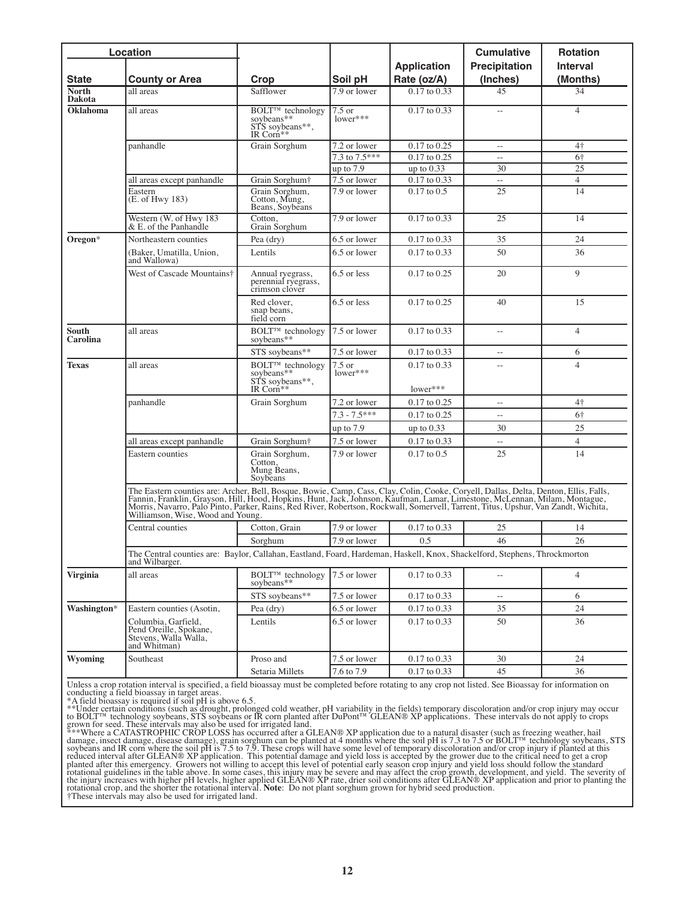| Location | | Crop | Soil pH | Application Rate (oz/A) | Cumulative Precipitation (Inches) | Rotation Interval (Months) |
|---|---|---|---|---|---|---|
| State | County or Area | | | | | |
| North Dakota | all areas | Safflower | 7.9 or lower | 0.17 to 0.33 | 45 | 34 |
| Oklahoma | all areas | BOLT™ technology soybeans**, STS soybeans**, IR Corn** | 7.5 or lower*** | 0.17 to 0.33 | -- | 4 |
| | panhandle | Grain Sorghum | 7.2 or lower | 0.17 to 0.25 | -- | 4† |
| | | | 7.3 to 7.5*** | 0.17 to 0.25 | -- | 6† |
| | | | up to 7.9 | up to 0.33 | 30 | 25 |
| | all areas except panhandle | Grain Sorghum† | 7.5 or lower | 0.17 to 0.33 | -- | 4 |
| | Eastern (E. of Hwy 183) | Grain Sorghum, Cotton, Mung, Beans, Soybeans | 7.9 or lower | 0.17 to 0.5 | 25 | 14 |
| | Western (W. of Hwy 183 & E. of the Panhandle | Cotton, Grain Sorghum | 7.9 or lower | 0.17 to 0.33 | 25 | 14 |
| Oregon* | Northeastern counties | Pea (dry) | 6.5 or lower | 0.17 to 0.33 | 35 | 24 |
| | (Baker, Umatilla, Union, and Wallowa) | Lentils | 6.5 or lower | 0.17 to 0.33 | 50 | 36 |
| | West of Cascade Mountains† | Annual ryegrass, perennial ryegrass, crimson clover | 6.5 or less | 0.17 to 0.25 | 20 | 9 |
| | | Red clover, snap beans, field corn | 6.5 or less | 0.17 to 0.25 | 40 | 15 |
| South Carolina | all areas | BOLT™ technology soybeans** | 7.5 or lower | 0.17 to 0.33 | -- | 4 |
| | | STS soybeans** | 7.5 or lower | 0.17 to 0.33 | -- | 6 |
| Texas | all areas | BOLT™ technology soybeans**, STS soybeans**, IR Corn** | 7.5 or lower*** | 0.17 to 0.33 lower*** | -- | 4 |
| | panhandle | Grain Sorghum | 7.2 or lower | 0.17 to 0.25 | -- | 4† |
| | | | 7.3 - 7.5*** | 0.17 to 0.25 | -- | 6† |
| | | | up to 7.9 | up to 0.33 | 30 | 25 |
| | all areas except panhandle | Grain Sorghum† | 7.5 or lower | 0.17 to 0.33 | -- | 4 |
| | Eastern counties | Grain Sorghum, Cotton, Mung Beans, Soybeans | 7.9 or lower | 0.17 to 0.5 | 25 | 14 |
| | The Eastern counties are: Archer, Bell, Bosque, Bowie, Camp, Cass, Clay, Colin, Cooke, Coryell, Dallas, Delta, Denton, Ellis, Falls, Fannin, Franklin, Grayson, Hill, Hood, Hopkins, Hunt, Jack, Johnson, Kaufman, Lamar, Limestone, McLennan, Milam, Montague, Morris, Navarro, Palo Pinto, Parker, Rains, Red River, Robertson, Rockwall, Somervell, Tarrent, Titus, Upshur, Van Zandt, Wichita, Williamson, Wise, Wood and Young. | | | | | |
| | Central counties | Cotton, Grain | 7.9 or lower | 0.17 to 0.33 | 25 | 14 |
| | | Sorghum | 7.9 or lower | 0.5 | 46 | 26 |
| | The Central counties are: Baylor, Callahan, Eastland, Foard, Hardeman, Haskell, Knox, Shackelford, Stephens, Throckmorton and Wilbarger. | | | | | |
| Virginia | all areas | BOLT™ technology soybeans** | 7.5 or lower | 0.17 to 0.33 | -- | 4 |
| | | STS soybeans** | 7.5 or lower | 0.17 to 0.33 | -- | 6 |
| Washington* | Eastern counties (Asotin, | Pea (dry) | 6.5 or lower | 0.17 to 0.33 | 35 | 24 |
| | Columbia, Garfield, Pend Oreille, Spokane, Stevens, Walla Walla, and Whitman) | Lentils | 6.5 or lower | 0.17 to 0.33 | 50 | 36 |
| Wyoming | Southeast | Proso and | 7.5 or lower | 0.17 to 0.33 | 30 | 24 |
| | | Setaria Millets | 7.6 to 7.9 | 0.17 to 0.33 | 45 | 36 |

Unless a crop rotation interval is specified, a field bioassay must be completed before rotating to any crop not listed. See Bioassay for information on conducting a field bioassay in target areas.

*A field bioassay is required if soil pH is above 6.5.

**Under certain conditions (such as drought, prolonged cold weather, pH variability in the fields) temporary discoloration and/or crop injury may occur to BOLT™ technology soybeans, STS soybeans or IR corn planted after DuPont™ GLEAN® XP applications. These intervals do not apply to crops grown for seed. These intervals may also be used for irrigated land.

***Where a CATASTROPHIC CROP LOSS has occurred after a GLEAN® XP application due to a natural disaster (such as freezing weather, hail damage, insect damage, disease damage), grain sorghum can be planted at 4 months where the soil pH is 7.3 to 7.5 or BOLT™ technology soybeans, STS soybeans and IR corn where the soil pH is 7.5 to 7.9. These crops will have some level of temporary discoloration and/or crop injury if planted at this reduced interval after GLEAN® XP application. This potential damage and yield loss is accepted by the grower due to the critical need to get a crop planted after this emergency. Growers not willing to accept this level of potential early season crop injury and yield loss should follow the standard rotational guidelines in the table above. In some cases, this injury may be severe and may affect the crop growth, development, and yield. The severity of the injury increases with higher pH levels, higher applied GLEAN® XP rate, drier soil conditions after GLEAN® XP application and prior to planting the rotational crop, and the shorter the rotational interval. **Note**: Do not plant sorghum grown for hybrid seed production.

†These intervals may also be used for irrigated land.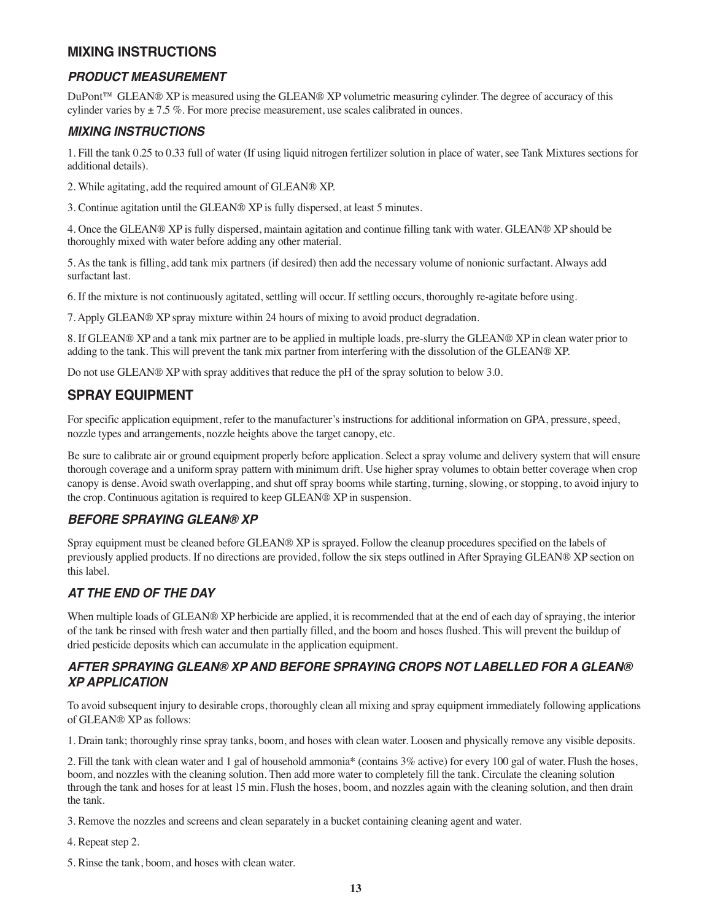## MIXING INSTRUCTIONS

### *PRODUCT MEASUREMENT*

DuPont™ GLEAN® XP is measured using the GLEAN® XP volumetric measuring cylinder. The degree of accuracy of this cylinder varies by ± 7.5 %. For more precise measurement, use scales calibrated in ounces.

### *MIXING INSTRUCTIONS*

1. Fill the tank 0.25 to 0.33 full of water (If using liquid nitrogen fertilizer solution in place of water, see Tank Mixtures sections for additional details).

2. While agitating, add the required amount of GLEAN® XP.

3. Continue agitation until the GLEAN® XP is fully dispersed, at least 5 minutes.

4. Once the GLEAN® XP is fully dispersed, maintain agitation and continue filling tank with water. GLEAN® XP should be thoroughly mixed with water before adding any other material.

5. As the tank is filling, add tank mix partners (if desired) then add the necessary volume of nonionic surfactant. Always add surfactant last.

6. If the mixture is not continuously agitated, settling will occur. If settling occurs, thoroughly re-agitate before using.

7. Apply GLEAN® XP spray mixture within 24 hours of mixing to avoid product degradation.

8. If GLEAN® XP and a tank mix partner are to be applied in multiple loads, pre-slurry the GLEAN® XP in clean water prior to adding to the tank. This will prevent the tank mix partner from interfering with the dissolution of the GLEAN® XP.

Do not use GLEAN® XP with spray additives that reduce the pH of the spray solution to below 3.0.

## SPRAY EQUIPMENT

For specific application equipment, refer to the manufacturer's instructions for additional information on GPA, pressure, speed, nozzle types and arrangements, nozzle heights above the target canopy, etc.

Be sure to calibrate air or ground equipment properly before application. Select a spray volume and delivery system that will ensure thorough coverage and a uniform spray pattern with minimum drift. Use higher spray volumes to obtain better coverage when crop canopy is dense. Avoid swath overlapping, and shut off spray booms while starting, turning, slowing, or stopping, to avoid injury to the crop. Continuous agitation is required to keep GLEAN® XP in suspension.

### *BEFORE SPRAYING GLEAN® XP*

Spray equipment must be cleaned before GLEAN® XP is sprayed. Follow the cleanup procedures specified on the labels of previously applied products. If no directions are provided, follow the six steps outlined in After Spraying GLEAN® XP section on this label.

### *AT THE END OF THE DAY*

When multiple loads of GLEAN® XP herbicide are applied, it is recommended that at the end of each day of spraying, the interior of the tank be rinsed with fresh water and then partially filled, and the boom and hoses flushed. This will prevent the buildup of dried pesticide deposits which can accumulate in the application equipment.

### *AFTER SPRAYING GLEAN® XP AND BEFORE SPRAYING CROPS NOT LABELLED FOR A GLEAN® XP APPLICATION*

To avoid subsequent injury to desirable crops, thoroughly clean all mixing and spray equipment immediately following applications of GLEAN® XP as follows:

1. Drain tank; thoroughly rinse spray tanks, boom, and hoses with clean water. Loosen and physically remove any visible deposits.

2. Fill the tank with clean water and 1 gal of household ammonia* (contains 3% active) for every 100 gal of water. Flush the hoses, boom, and nozzles with the cleaning solution. Then add more water to completely fill the tank. Circulate the cleaning solution through the tank and hoses for at least 15 min. Flush the hoses, boom, and nozzles again with the cleaning solution, and then drain the tank.

3. Remove the nozzles and screens and clean separately in a bucket containing cleaning agent and water.

4. Repeat step 2.

5. Rinse the tank, boom, and hoses with clean water.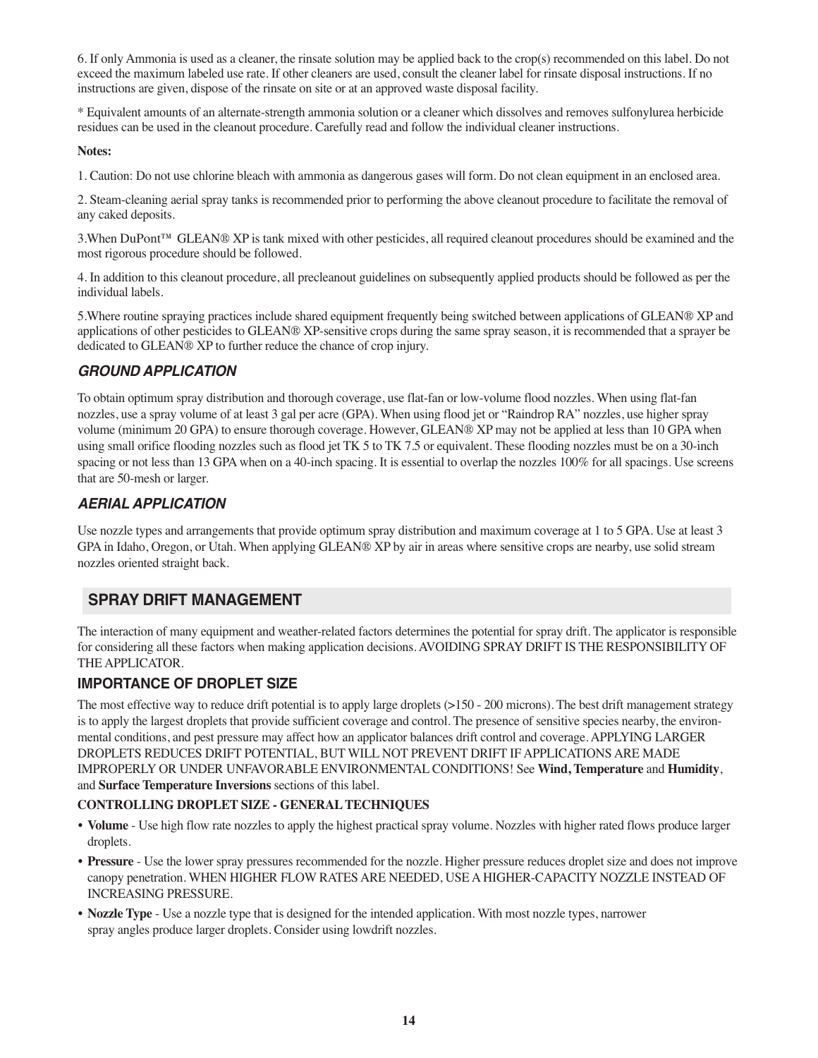6. If only Ammonia is used as a cleaner, the rinsate solution may be applied back to the crop(s) recommended on this label. Do not exceed the maximum labeled use rate. If other cleaners are used, consult the cleaner label for rinsate disposal instructions. If no instructions are given, dispose of the rinsate on site or at an approved waste disposal facility.

* Equivalent amounts of an alternate-strength ammonia solution or a cleaner which dissolves and removes sulfonylurea herbicide residues can be used in the cleanout procedure. Carefully read and follow the individual cleaner instructions.

**Notes:**

1. Caution: Do not use chlorine bleach with ammonia as dangerous gases will form. Do not clean equipment in an enclosed area.

2. Steam-cleaning aerial spray tanks is recommended prior to performing the above cleanout procedure to facilitate the removal of any caked deposits.

3.When DuPont™ GLEAN® XP is tank mixed with other pesticides, all required cleanout procedures should be examined and the most rigorous procedure should be followed.

4. In addition to this cleanout procedure, all precleanout guidelines on subsequently applied products should be followed as per the individual labels.

5.Where routine spraying practices include shared equipment frequently being switched between applications of GLEAN® XP and applications of other pesticides to GLEAN® XP-sensitive crops during the same spray season, it is recommended that a sprayer be dedicated to GLEAN® XP to further reduce the chance of crop injury.

### *GROUND APPLICATION*

To obtain optimum spray distribution and thorough coverage, use flat-fan or low-volume flood nozzles. When using flat-fan nozzles, use a spray volume of at least 3 gal per acre (GPA). When using flood jet or "Raindrop RA" nozzles, use higher spray volume (minimum 20 GPA) to ensure thorough coverage. However, GLEAN® XP may not be applied at less than 10 GPA when using small orifice flooding nozzles such as flood jet TK 5 to TK 7.5 or equivalent. These flooding nozzles must be on a 30-inch spacing or not less than 13 GPA when on a 40-inch spacing. It is essential to overlap the nozzles 100% for all spacings. Use screens that are 50-mesh or larger.

### *AERIAL APPLICATION*

Use nozzle types and arrangements that provide optimum spray distribution and maximum coverage at 1 to 5 GPA. Use at least 3 GPA in Idaho, Oregon, or Utah. When applying GLEAN® XP by air in areas where sensitive crops are nearby, use solid stream nozzles oriented straight back.

## SPRAY DRIFT MANAGEMENT

The interaction of many equipment and weather-related factors determines the potential for spray drift. The applicator is responsible for considering all these factors when making application decisions. AVOIDING SPRAY DRIFT IS THE RESPONSIBILITY OF THE APPLICATOR.

### IMPORTANCE OF DROPLET SIZE

The most effective way to reduce drift potential is to apply large droplets (>150 - 200 microns). The best drift management strategy is to apply the largest droplets that provide sufficient coverage and control. The presence of sensitive species nearby, the environmental conditions, and pest pressure may affect how an applicator balances drift control and coverage. APPLYING LARGER DROPLETS REDUCES DRIFT POTENTIAL, BUT WILL NOT PREVENT DRIFT IF APPLICATIONS ARE MADE IMPROPERLY OR UNDER UNFAVORABLE ENVIRONMENTAL CONDITIONS! See **Wind, Temperature** and **Humidity**, and **Surface Temperature Inversions** sections of this label.

**CONTROLLING DROPLET SIZE - GENERAL TECHNIQUES**

- **Volume** - Use high flow rate nozzles to apply the highest practical spray volume. Nozzles with higher rated flows produce larger droplets.
- **Pressure** - Use the lower spray pressures recommended for the nozzle. Higher pressure reduces droplet size and does not improve canopy penetration. WHEN HIGHER FLOW RATES ARE NEEDED, USE A HIGHER-CAPACITY NOZZLE INSTEAD OF INCREASING PRESSURE.
- **Nozzle Type** - Use a nozzle type that is designed for the intended application. With most nozzle types, narrower spray angles produce larger droplets. Consider using lowdrift nozzles.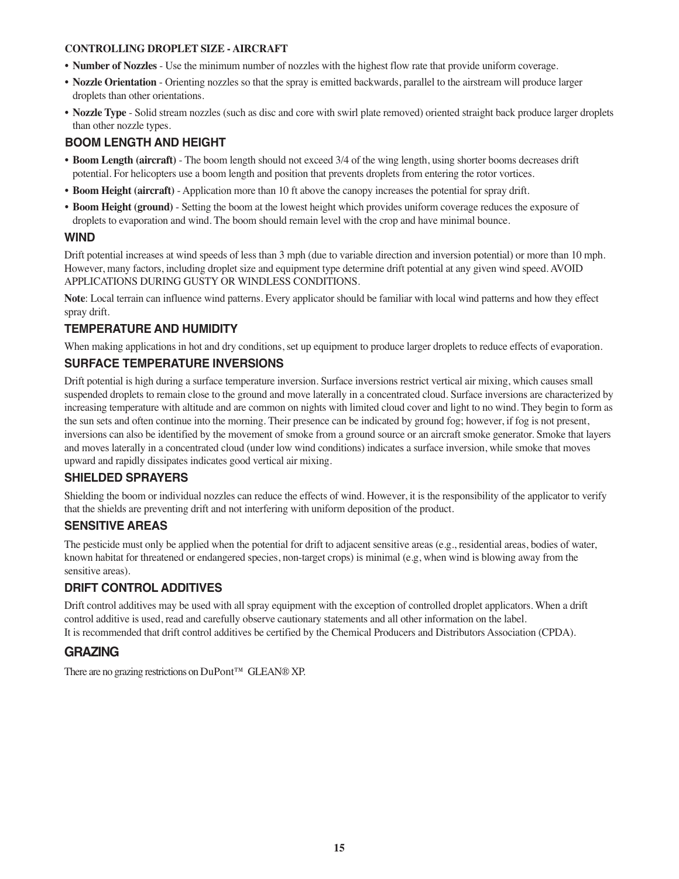**CONTROLLING DROPLET SIZE - AIRCRAFT**

- **Number of Nozzles** - Use the minimum number of nozzles with the highest flow rate that provide uniform coverage.
- **Nozzle Orientation** - Orienting nozzles so that the spray is emitted backwards, parallel to the airstream will produce larger droplets than other orientations.
- **Nozzle Type** - Solid stream nozzles (such as disc and core with swirl plate removed) oriented straight back produce larger droplets than other nozzle types.

### BOOM LENGTH AND HEIGHT

- **Boom Length (aircraft)** - The boom length should not exceed 3/4 of the wing length, using shorter booms decreases drift potential. For helicopters use a boom length and position that prevents droplets from entering the rotor vortices.
- **Boom Height (aircraft)** - Application more than 10 ft above the canopy increases the potential for spray drift.
- **Boom Height (ground)** - Setting the boom at the lowest height which provides uniform coverage reduces the exposure of droplets to evaporation and wind. The boom should remain level with the crop and have minimal bounce.

### WIND

Drift potential increases at wind speeds of less than 3 mph (due to variable direction and inversion potential) or more than 10 mph. However, many factors, including droplet size and equipment type determine drift potential at any given wind speed. AVOID APPLICATIONS DURING GUSTY OR WINDLESS CONDITIONS.

**Note**: Local terrain can influence wind patterns. Every applicator should be familiar with local wind patterns and how they effect spray drift.

### TEMPERATURE AND HUMIDITY

When making applications in hot and dry conditions, set up equipment to produce larger droplets to reduce effects of evaporation.

### SURFACE TEMPERATURE INVERSIONS

Drift potential is high during a surface temperature inversion. Surface inversions restrict vertical air mixing, which causes small suspended droplets to remain close to the ground and move laterally in a concentrated cloud. Surface inversions are characterized by increasing temperature with altitude and are common on nights with limited cloud cover and light to no wind. They begin to form as the sun sets and often continue into the morning. Their presence can be indicated by ground fog; however, if fog is not present, inversions can also be identified by the movement of smoke from a ground source or an aircraft smoke generator. Smoke that layers and moves laterally in a concentrated cloud (under low wind conditions) indicates a surface inversion, while smoke that moves upward and rapidly dissipates indicates good vertical air mixing.

### SHIELDED SPRAYERS

Shielding the boom or individual nozzles can reduce the effects of wind. However, it is the responsibility of the applicator to verify that the shields are preventing drift and not interfering with uniform deposition of the product.

### SENSITIVE AREAS

The pesticide must only be applied when the potential for drift to adjacent sensitive areas (e.g., residential areas, bodies of water, known habitat for threatened or endangered species, non-target crops) is minimal (e.g, when wind is blowing away from the sensitive areas).

### DRIFT CONTROL ADDITIVES

Drift control additives may be used with all spray equipment with the exception of controlled droplet applicators. When a drift control additive is used, read and carefully observe cautionary statements and all other information on the label.
It is recommended that drift control additives be certified by the Chemical Producers and Distributors Association (CPDA).

## GRAZING

There are no grazing restrictions on DuPont™ GLEAN® XP.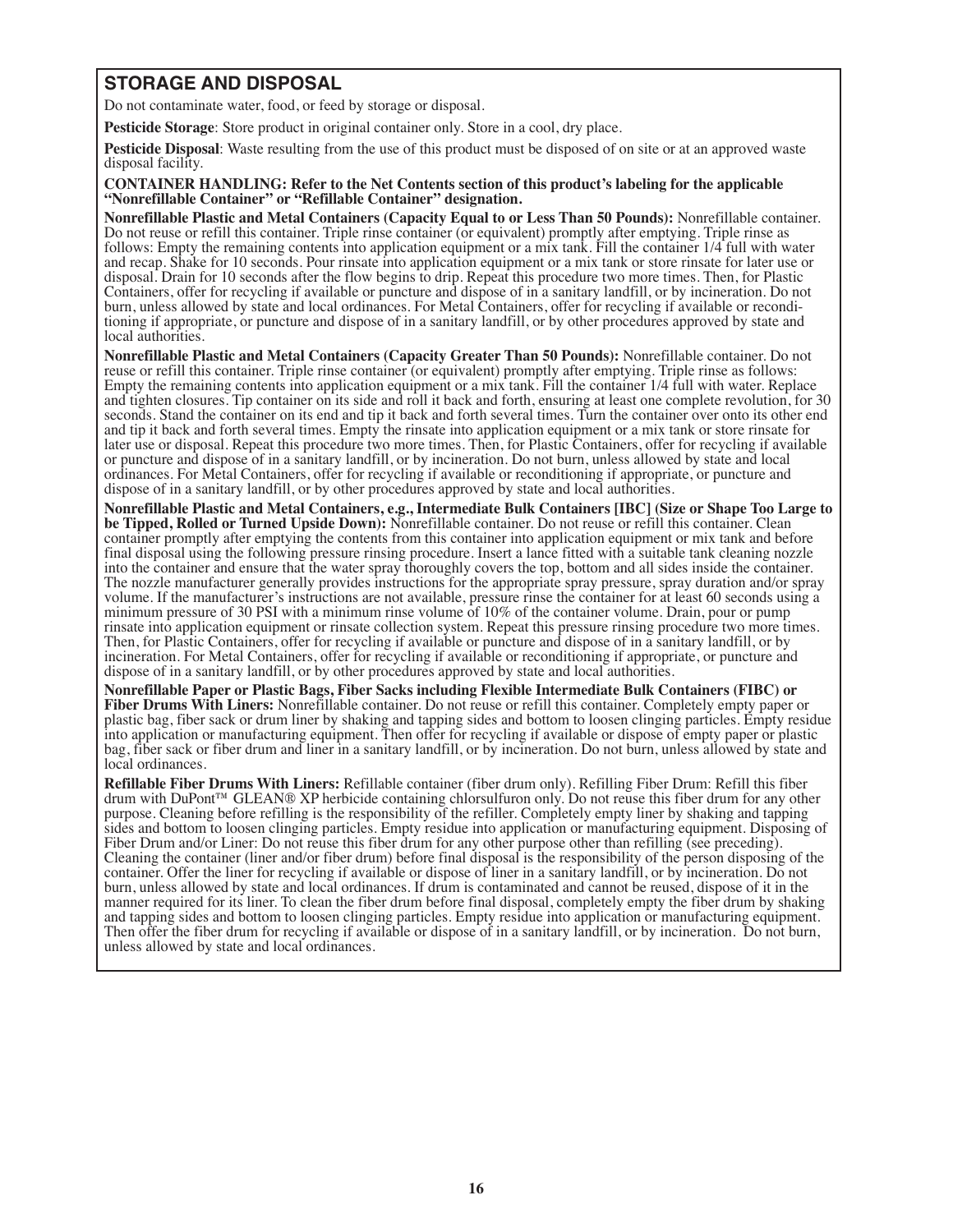## STORAGE AND DISPOSAL

Do not contaminate water, food, or feed by storage or disposal.

**Pesticide Storage**: Store product in original container only. Store in a cool, dry place.

**Pesticide Disposal**: Waste resulting from the use of this product must be disposed of on site or at an approved waste disposal facility.

**CONTAINER HANDLING: Refer to the Net Contents section of this product's labeling for the applicable "Nonrefillable Container" or "Refillable Container" designation.**

**Nonrefillable Plastic and Metal Containers (Capacity Equal to or Less Than 50 Pounds):** Nonrefillable container. Do not reuse or refill this container. Triple rinse container (or equivalent) promptly after emptying. Triple rinse as follows: Empty the remaining contents into application equipment or a mix tank. Fill the container 1/4 full with water and recap. Shake for 10 seconds. Pour rinsate into application equipment or a mix tank or store rinsate for later use or disposal. Drain for 10 seconds after the flow begins to drip. Repeat this procedure two more times. Then, for Plastic Containers, offer for recycling if available or puncture and dispose of in a sanitary landfill, or by incineration. Do not burn, unless allowed by state and local ordinances. For Metal Containers, offer for recycling if available or reconditioning if appropriate, or puncture and dispose of in a sanitary landfill, or by other procedures approved by state and local authorities.

**Nonrefillable Plastic and Metal Containers (Capacity Greater Than 50 Pounds):** Nonrefillable container. Do not reuse or refill this container. Triple rinse container (or equivalent) promptly after emptying. Triple rinse as follows: Empty the remaining contents into application equipment or a mix tank. Fill the container 1/4 full with water. Replace and tighten closures. Tip container on its side and roll it back and forth, ensuring at least one complete revolution, for 30 seconds. Stand the container on its end and tip it back and forth several times. Turn the container over onto its other end and tip it back and forth several times. Empty the rinsate into application equipment or a mix tank or store rinsate for later use or disposal. Repeat this procedure two more times. Then, for Plastic Containers, offer for recycling if available or puncture and dispose of in a sanitary landfill, or by incineration. Do not burn, unless allowed by state and local ordinances. For Metal Containers, offer for recycling if available or reconditioning if appropriate, or puncture and dispose of in a sanitary landfill, or by other procedures approved by state and local authorities.

**Nonrefillable Plastic and Metal Containers, e.g., Intermediate Bulk Containers [IBC] (Size or Shape Too Large to be Tipped, Rolled or Turned Upside Down):** Nonrefillable container. Do not reuse or refill this container. Clean container promptly after emptying the contents from this container into application equipment or mix tank and before final disposal using the following pressure rinsing procedure. Insert a lance fitted with a suitable tank cleaning nozzle into the container and ensure that the water spray thoroughly covers the top, bottom and all sides inside the container. The nozzle manufacturer generally provides instructions for the appropriate spray pressure, spray duration and/or spray volume. If the manufacturer's instructions are not available, pressure rinse the container for at least 60 seconds using a minimum pressure of 30 PSI with a minimum rinse volume of 10% of the container volume. Drain, pour or pump rinsate into application equipment or rinsate collection system. Repeat this pressure rinsing procedure two more times. Then, for Plastic Containers, offer for recycling if available or puncture and dispose of in a sanitary landfill, or by incineration. For Metal Containers, offer for recycling if available or reconditioning if appropriate, or puncture and dispose of in a sanitary landfill, or by other procedures approved by state and local authorities.

**Nonrefillable Paper or Plastic Bags, Fiber Sacks including Flexible Intermediate Bulk Containers (FIBC) or Fiber Drums With Liners:** Nonrefillable container. Do not reuse or refill this container. Completely empty paper or plastic bag, fiber sack or drum liner by shaking and tapping sides and bottom to loosen clinging particles. Empty residue into application or manufacturing equipment. Then offer for recycling if available or dispose of empty paper or plastic bag, fiber sack or fiber drum and liner in a sanitary landfill, or by incineration. Do not burn, unless allowed by state and local ordinances.

**Refillable Fiber Drums With Liners:** Refillable container (fiber drum only). Refilling Fiber Drum: Refill this fiber drum with DuPont™ GLEAN® XP herbicide containing chlorsulfuron only. Do not reuse this fiber drum for any other purpose. Cleaning before refilling is the responsibility of the refiller. Completely empty liner by shaking and tapping sides and bottom to loosen clinging particles. Empty residue into application or manufacturing equipment. Disposing of Fiber Drum and/or Liner: Do not reuse this fiber drum for any other purpose other than refilling (see preceding). Cleaning the container (liner and/or fiber drum) before final disposal is the responsibility of the person disposing of the container. Offer the liner for recycling if available or dispose of liner in a sanitary landfill, or by incineration. Do not burn, unless allowed by state and local ordinances. If drum is contaminated and cannot be reused, dispose of it in the manner required for its liner. To clean the fiber drum before final disposal, completely empty the fiber drum by shaking and tapping sides and bottom to loosen clinging particles. Empty residue into application or manufacturing equipment. Then offer the fiber drum for recycling if available or dispose of in a sanitary landfill, or by incineration. Do not burn, unless allowed by state and local ordinances.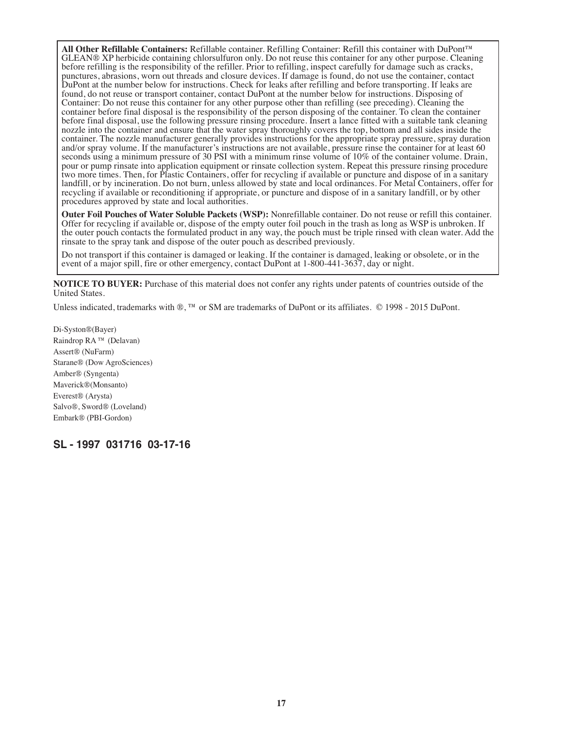**All Other Refillable Containers:** Refillable container. Refilling Container: Refill this container with DuPont™ GLEAN® XP herbicide containing chlorsulfuron only. Do not reuse this container for any other purpose. Cleaning before refilling is the responsibility of the refiller. Prior to refilling, inspect carefully for damage such as cracks, punctures, abrasions, worn out threads and closure devices. If damage is found, do not use the container, contact DuPont at the number below for instructions. Check for leaks after refilling and before transporting. If leaks are found, do not reuse or transport container, contact DuPont at the number below for instructions. Disposing of Container: Do not reuse this container for any other purpose other than refilling (see preceding). Cleaning the container before final disposal is the responsibility of the person disposing of the container. To clean the container before final disposal, use the following pressure rinsing procedure. Insert a lance fitted with a suitable tank cleaning nozzle into the container and ensure that the water spray thoroughly covers the top, bottom and all sides inside the container. The nozzle manufacturer generally provides instructions for the appropriate spray pressure, spray duration and/or spray volume. If the manufacturer's instructions are not available, pressure rinse the container for at least 60 seconds using a minimum pressure of 30 PSI with a minimum rinse volume of 10% of the container volume. Drain, pour or pump rinsate into application equipment or rinsate collection system. Repeat this pressure rinsing procedure two more times. Then, for Plastic Containers, offer for recycling if available or puncture and dispose of in a sanitary landfill, or by incineration. Do not burn, unless allowed by state and local ordinances. For Metal Containers, offer for recycling if available or reconditioning if appropriate, or puncture and dispose of in a sanitary landfill, or by other procedures approved by state and local authorities.

**Outer Foil Pouches of Water Soluble Packets (WSP):** Nonrefillable container. Do not reuse or refill this container. Offer for recycling if available or, dispose of the empty outer foil pouch in the trash as long as WSP is unbroken. If the outer pouch contacts the formulated product in any way, the pouch must be triple rinsed with clean water. Add the rinsate to the spray tank and dispose of the outer pouch as described previously.

Do not transport if this container is damaged or leaking. If the container is damaged, leaking or obsolete, or in the event of a major spill, fire or other emergency, contact DuPont at 1-800-441-3637, day or night.

**NOTICE TO BUYER:** Purchase of this material does not confer any rights under patents of countries outside of the United States.

Unless indicated, trademarks with ®, ™ or SM are trademarks of DuPont or its affiliates. © 1998 - 2015 DuPont.

Di-Syston®(Bayer)
Raindrop RA ™ (Delavan)
Assert® (NuFarm)
Starane® (Dow AgroSciences)
Amber® (Syngenta)
Maverick®(Monsanto)
Everest® (Arysta)
Salvo®, Sword® (Loveland)
Embark® (PBI-Gordon)

**SL - 1997 031716 03-17-16**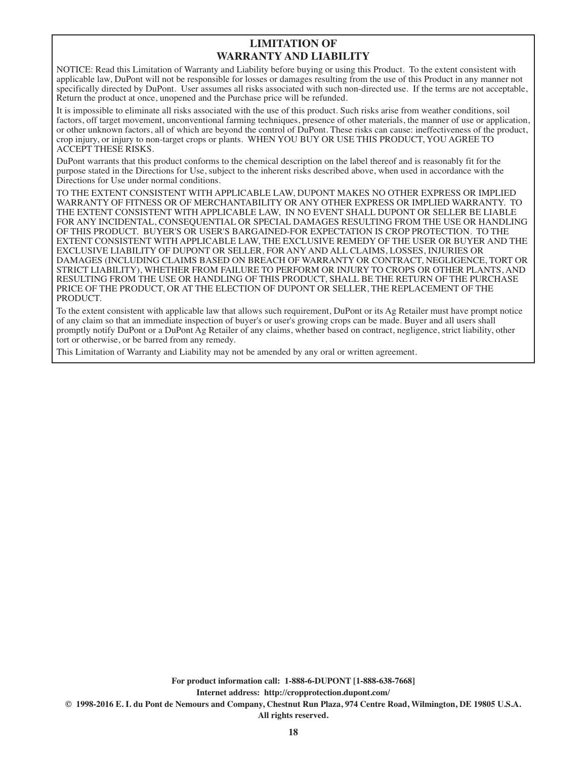## LIMITATION OF WARRANTY AND LIABILITY

NOTICE: Read this Limitation of Warranty and Liability before buying or using this Product. To the extent consistent with applicable law, DuPont will not be responsible for losses or damages resulting from the use of this Product in any manner not specifically directed by DuPont. User assumes all risks associated with such non-directed use. If the terms are not acceptable, Return the product at once, unopened and the Purchase price will be refunded.

It is impossible to eliminate all risks associated with the use of this product. Such risks arise from weather conditions, soil factors, off target movement, unconventional farming techniques, presence of other materials, the manner of use or application, or other unknown factors, all of which are beyond the control of DuPont. These risks can cause: ineffectiveness of the product, crop injury, or injury to non-target crops or plants. WHEN YOU BUY OR USE THIS PRODUCT, YOU AGREE TO ACCEPT THESE RISKS.

DuPont warrants that this product conforms to the chemical description on the label thereof and is reasonably fit for the purpose stated in the Directions for Use, subject to the inherent risks described above, when used in accordance with the Directions for Use under normal conditions.

TO THE EXTENT CONSISTENT WITH APPLICABLE LAW, DUPONT MAKES NO OTHER EXPRESS OR IMPLIED WARRANTY OF FITNESS OR OF MERCHANTABILITY OR ANY OTHER EXPRESS OR IMPLIED WARRANTY. TO THE EXTENT CONSISTENT WITH APPLICABLE LAW, IN NO EVENT SHALL DUPONT OR SELLER BE LIABLE FOR ANY INCIDENTAL, CONSEQUENTIAL OR SPECIAL DAMAGES RESULTING FROM THE USE OR HANDLING OF THIS PRODUCT. BUYER'S OR USER'S BARGAINED-FOR EXPECTATION IS CROP PROTECTION. TO THE EXTENT CONSISTENT WITH APPLICABLE LAW, THE EXCLUSIVE REMEDY OF THE USER OR BUYER AND THE EXCLUSIVE LIABILITY OF DUPONT OR SELLER, FOR ANY AND ALL CLAIMS, LOSSES, INJURIES OR DAMAGES (INCLUDING CLAIMS BASED ON BREACH OF WARRANTY OR CONTRACT, NEGLIGENCE, TORT OR STRICT LIABILITY), WHETHER FROM FAILURE TO PERFORM OR INJURY TO CROPS OR OTHER PLANTS, AND RESULTING FROM THE USE OR HANDLING OF THIS PRODUCT, SHALL BE THE RETURN OF THE PURCHASE PRICE OF THE PRODUCT, OR AT THE ELECTION OF DUPONT OR SELLER, THE REPLACEMENT OF THE PRODUCT.

To the extent consistent with applicable law that allows such requirement, DuPont or its Ag Retailer must have prompt notice of any claim so that an immediate inspection of buyer's or user's growing crops can be made. Buyer and all users shall promptly notify DuPont or a DuPont Ag Retailer of any claims, whether based on contract, negligence, strict liability, other tort or otherwise, or be barred from any remedy.

This Limitation of Warranty and Liability may not be amended by any oral or written agreement.

**For product information call: 1-888-6-DUPONT [1-888-638-7668]**

**Internet address: http://cropprotection.dupont.com/**

**© 1998-2016 E. I. du Pont de Nemours and Company, Chestnut Run Plaza, 974 Centre Road, Wilmington, DE 19805 U.S.A. All rights reserved.**